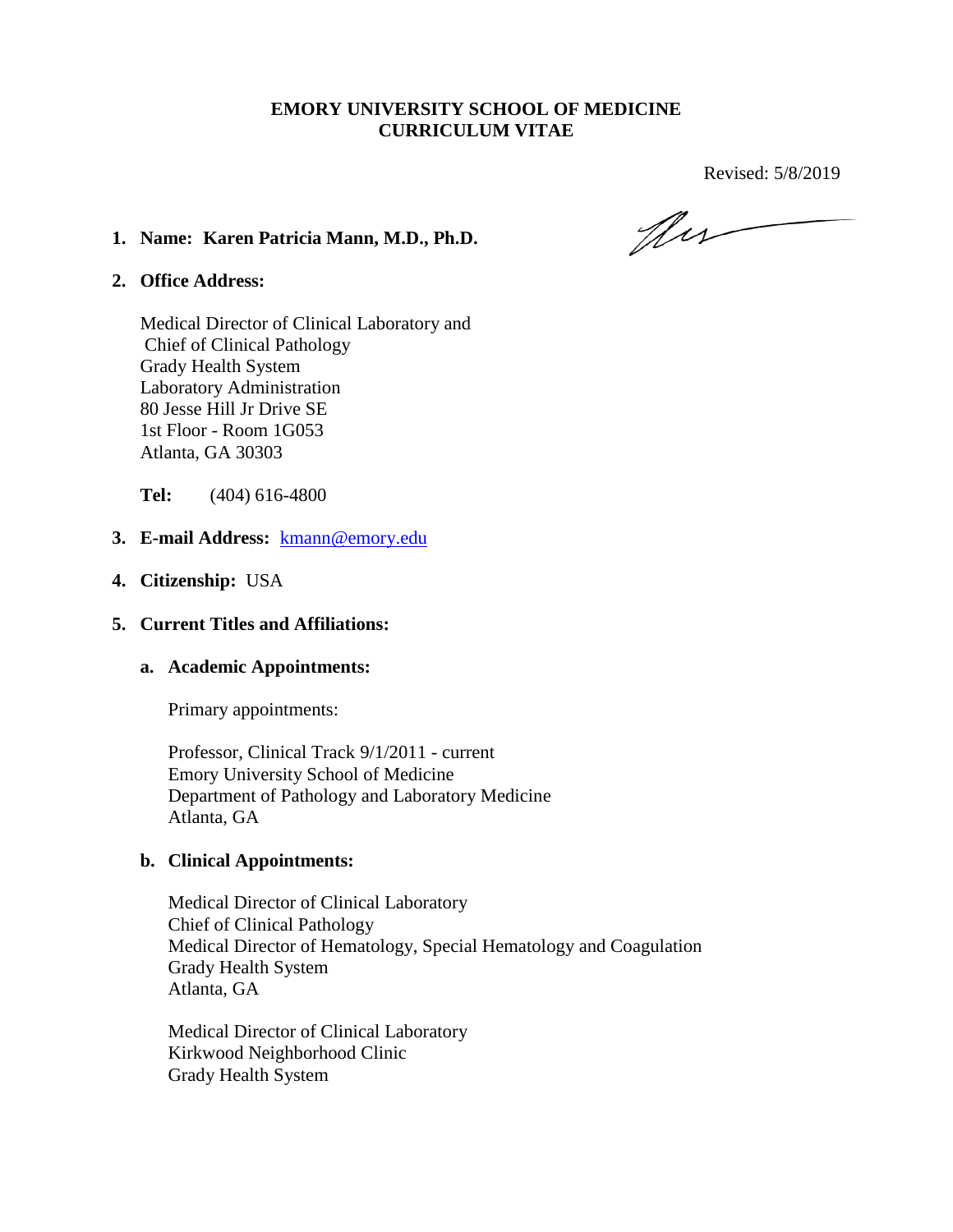**EMORY UNIVERSITY SCHOOL OF MEDICINE**
**CURRICULUM VITAE**

Revised: 5/8/2019

1. **Name: Karen Patricia Mann, M.D., Ph.D.**

2. **Office Address:**

   Medical Director of Clinical Laboratory and
   Chief of Clinical Pathology
   Grady Health System
   Laboratory Administration
   80 Jesse Hill Jr Drive SE
   1st Floor - Room 1G053
   Atlanta, GA 30303

   **Tel:** (404) 616-4800

3. **E-mail Address:** kmann@emory.edu

4. **Citizenship:** USA

5. **Current Titles and Affiliations:**

   a. **Academic Appointments:**

      Primary appointments:

      Professor, Clinical Track 9/1/2011 - current
      Emory University School of Medicine
      Department of Pathology and Laboratory Medicine
      Atlanta, GA

   b. **Clinical Appointments:**

      Medical Director of Clinical Laboratory
      Chief of Clinical Pathology
      Medical Director of Hematology, Special Hematology and Coagulation
      Grady Health System
      Atlanta, GA

      Medical Director of Clinical Laboratory
      Kirkwood Neighborhood Clinic
      Grady Health System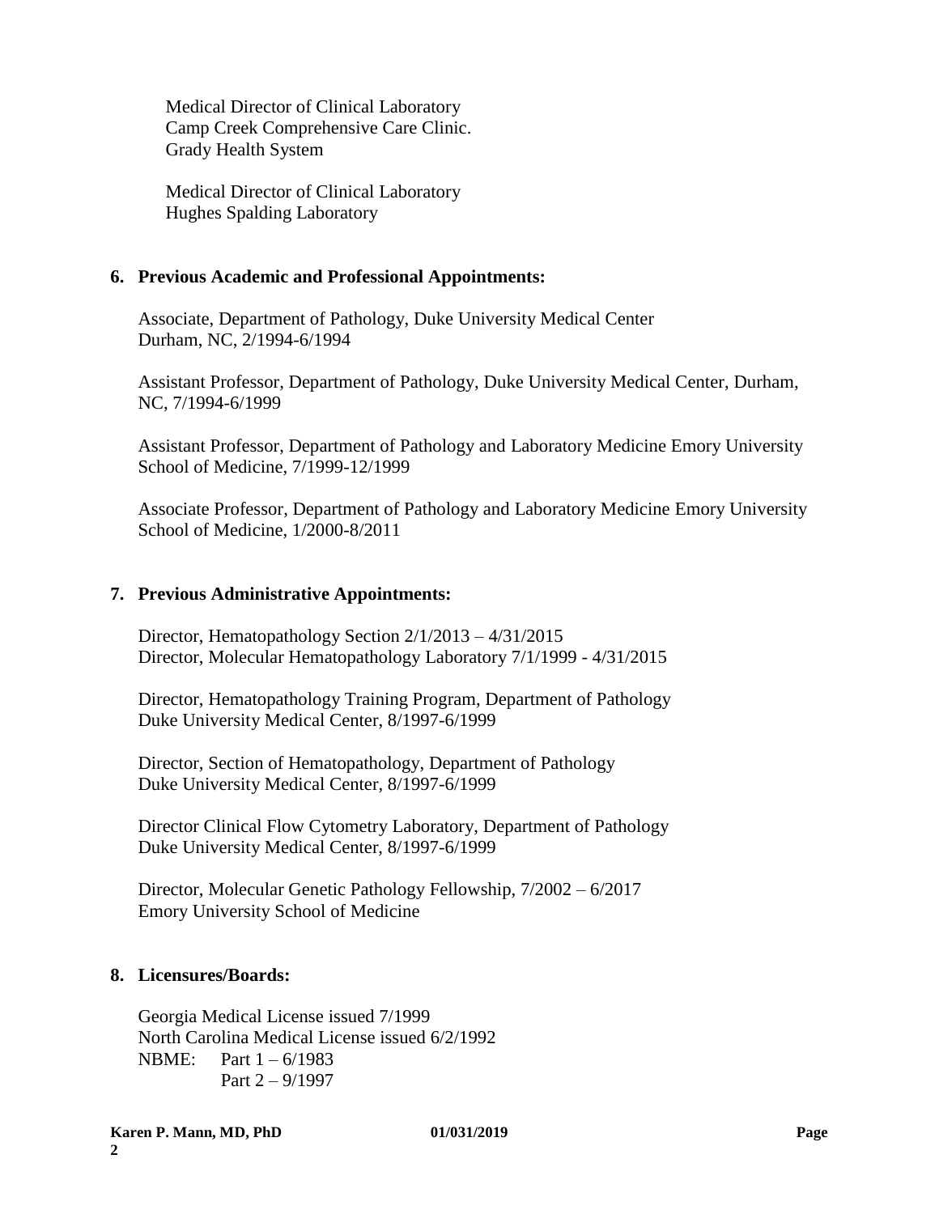Medical Director of Clinical Laboratory
Camp Creek Comprehensive Care Clinic.
Grady Health System

Medical Director of Clinical Laboratory
Hughes Spalding Laboratory

**6. Previous Academic and Professional Appointments:**

Associate, Department of Pathology, Duke University Medical Center
Durham, NC, 2/1994-6/1994

Assistant Professor, Department of Pathology, Duke University Medical Center, Durham, NC, 7/1994-6/1999

Assistant Professor, Department of Pathology and Laboratory Medicine Emory University School of Medicine, 7/1999-12/1999

Associate Professor, Department of Pathology and Laboratory Medicine Emory University School of Medicine, 1/2000-8/2011

**7. Previous Administrative Appointments:**

Director, Hematopathology Section 2/1/2013 – 4/31/2015
Director, Molecular Hematopathology Laboratory 7/1/1999 - 4/31/2015

Director, Hematopathology Training Program, Department of Pathology
Duke University Medical Center, 8/1997-6/1999

Director, Section of Hematopathology, Department of Pathology
Duke University Medical Center, 8/1997-6/1999

Director Clinical Flow Cytometry Laboratory, Department of Pathology
Duke University Medical Center, 8/1997-6/1999

Director, Molecular Genetic Pathology Fellowship, 7/2002 – 6/2017
Emory University School of Medicine

**8. Licensures/Boards:**

Georgia Medical License issued 7/1999
North Carolina Medical License issued 6/2/1992
NBME: Part 1 – 6/1983
Part 2 – 9/1997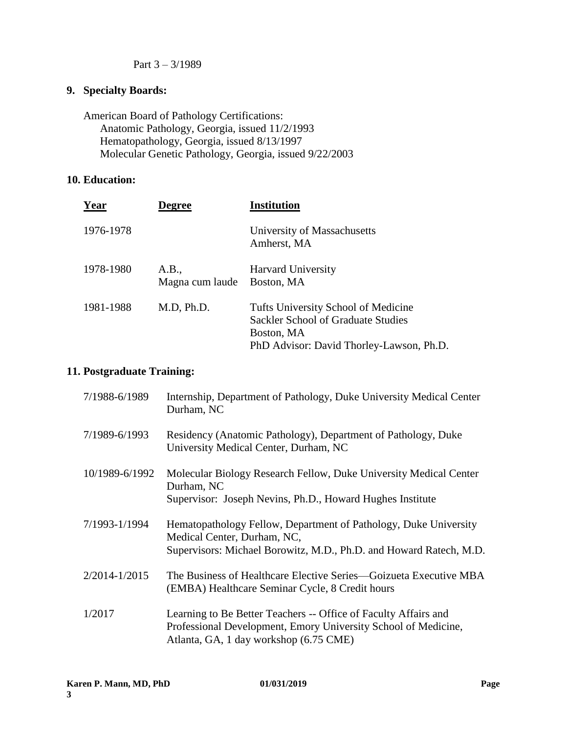Part 3 – 3/1989

## 9. Specialty Boards:

American Board of Pathology Certifications:
- Anatomic Pathology, Georgia, issued 11/2/1993
- Hematopathology, Georgia, issued 8/13/1997
- Molecular Genetic Pathology, Georgia, issued 9/22/2003

## 10. Education:

| Year | Degree | Institution |
|---|---|---|
| 1976-1978 | | University of Massachusetts<br>Amherst, MA |
| 1978-1980 | A.B.,<br>Magna cum laude | Harvard University<br>Boston, MA |
| 1981-1988 | M.D, Ph.D. | Tufts University School of Medicine<br>Sackler School of Graduate Studies<br>Boston, MA<br>PhD Advisor: David Thorley-Lawson, Ph.D. |

## 11. Postgraduate Training:

| | |
|---|---|
| 7/1988-6/1989 | Internship, Department of Pathology, Duke University Medical Center Durham, NC |
| 7/1989-6/1993 | Residency (Anatomic Pathology), Department of Pathology, Duke University Medical Center, Durham, NC |
| 10/1989-6/1992 | Molecular Biology Research Fellow, Duke University Medical Center Durham, NC<br>Supervisor: Joseph Nevins, Ph.D., Howard Hughes Institute |
| 7/1993-1/1994 | Hematopathology Fellow, Department of Pathology, Duke University Medical Center, Durham, NC,<br>Supervisors: Michael Borowitz, M.D., Ph.D. and Howard Ratech, M.D. |
| 2/2014-1/2015 | The Business of Healthcare Elective Series—Goizueta Executive MBA (EMBA) Healthcare Seminar Cycle, 8 Credit hours |
| 1/2017 | Learning to Be Better Teachers -- Office of Faculty Affairs and Professional Development, Emory University School of Medicine, Atlanta, GA, 1 day workshop (6.75 CME) |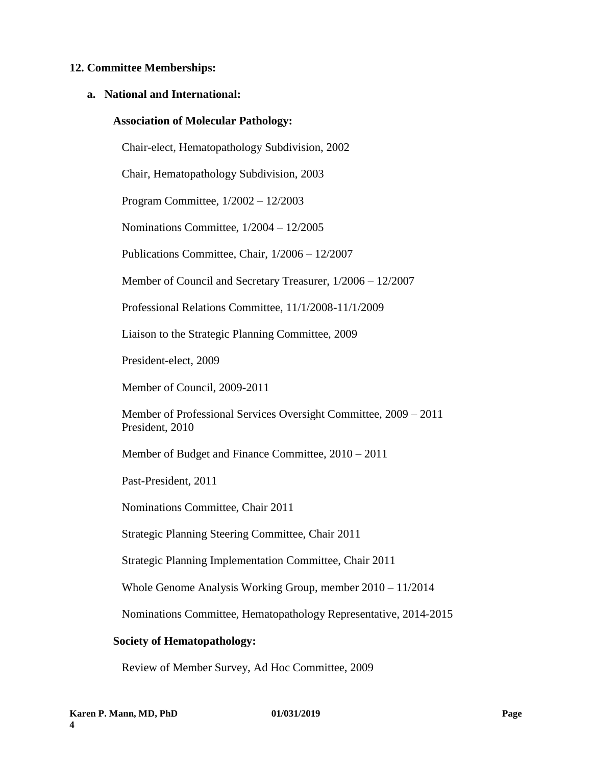**12. Committee Memberships:**

**a. National and International:**

**Association of Molecular Pathology:**

Chair-elect, Hematopathology Subdivision, 2002

Chair, Hematopathology Subdivision, 2003

Program Committee, 1/2002 – 12/2003

Nominations Committee, 1/2004 – 12/2005

Publications Committee, Chair, 1/2006 – 12/2007

Member of Council and Secretary Treasurer, 1/2006 – 12/2007

Professional Relations Committee, 11/1/2008-11/1/2009

Liaison to the Strategic Planning Committee, 2009

President-elect, 2009

Member of Council, 2009-2011

Member of Professional Services Oversight Committee, 2009 – 2011
President, 2010

Member of Budget and Finance Committee, 2010 – 2011

Past-President, 2011

Nominations Committee, Chair 2011

Strategic Planning Steering Committee, Chair 2011

Strategic Planning Implementation Committee, Chair 2011

Whole Genome Analysis Working Group, member 2010 – 11/2014

Nominations Committee, Hematopathology Representative, 2014-2015

**Society of Hematopathology:**

Review of Member Survey, Ad Hoc Committee, 2009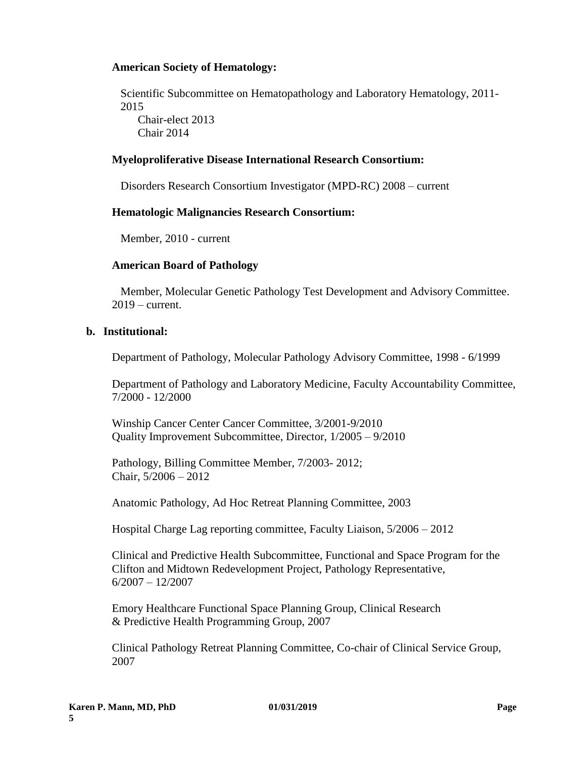**American Society of Hematology:**

Scientific Subcommittee on Hematopathology and Laboratory Hematology, 2011-2015
Chair-elect 2013
Chair 2014

**Myeloproliferative Disease International Research Consortium:**

Disorders Research Consortium Investigator (MPD-RC) 2008 – current

**Hematologic Malignancies Research Consortium:**

Member, 2010 - current

**American Board of Pathology**

Member, Molecular Genetic Pathology Test Development and Advisory Committee. 2019 – current.

**b. Institutional:**

Department of Pathology, Molecular Pathology Advisory Committee, 1998 - 6/1999

Department of Pathology and Laboratory Medicine, Faculty Accountability Committee, 7/2000 - 12/2000

Winship Cancer Center Cancer Committee, 3/2001-9/2010
Quality Improvement Subcommittee, Director, 1/2005 – 9/2010

Pathology, Billing Committee Member, 7/2003- 2012;
Chair, 5/2006 – 2012

Anatomic Pathology, Ad Hoc Retreat Planning Committee, 2003

Hospital Charge Lag reporting committee, Faculty Liaison, 5/2006 – 2012

Clinical and Predictive Health Subcommittee, Functional and Space Program for the Clifton and Midtown Redevelopment Project, Pathology Representative, 6/2007 – 12/2007

Emory Healthcare Functional Space Planning Group, Clinical Research & Predictive Health Programming Group, 2007

Clinical Pathology Retreat Planning Committee, Co-chair of Clinical Service Group, 2007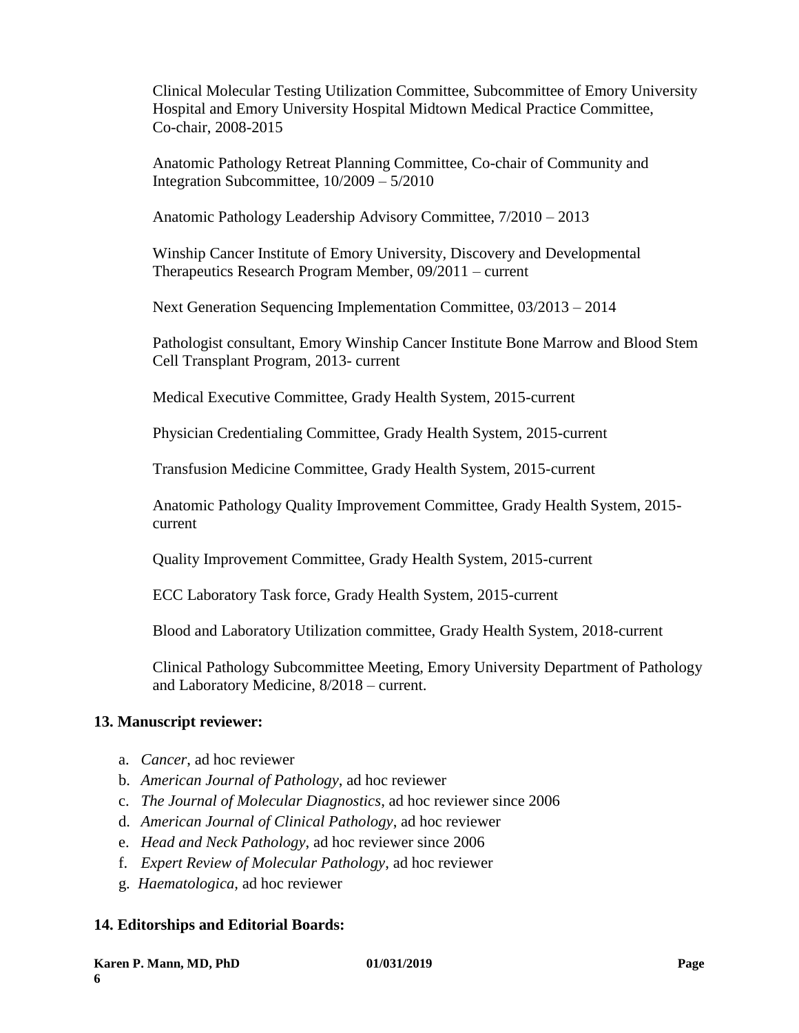Clinical Molecular Testing Utilization Committee, Subcommittee of Emory University Hospital and Emory University Hospital Midtown Medical Practice Committee, Co-chair, 2008-2015

Anatomic Pathology Retreat Planning Committee, Co-chair of Community and Integration Subcommittee, 10/2009 – 5/2010

Anatomic Pathology Leadership Advisory Committee, 7/2010 – 2013

Winship Cancer Institute of Emory University, Discovery and Developmental Therapeutics Research Program Member, 09/2011 – current

Next Generation Sequencing Implementation Committee, 03/2013 – 2014

Pathologist consultant, Emory Winship Cancer Institute Bone Marrow and Blood Stem Cell Transplant Program, 2013- current

Medical Executive Committee, Grady Health System, 2015-current

Physician Credentialing Committee, Grady Health System, 2015-current

Transfusion Medicine Committee, Grady Health System, 2015-current

Anatomic Pathology Quality Improvement Committee, Grady Health System, 2015-current

Quality Improvement Committee, Grady Health System, 2015-current

ECC Laboratory Task force, Grady Health System, 2015-current

Blood and Laboratory Utilization committee, Grady Health System, 2018-current

Clinical Pathology Subcommittee Meeting, Emory University Department of Pathology and Laboratory Medicine, 8/2018 – current.

**13. Manuscript reviewer:**

a. *Cancer*, ad hoc reviewer
b. *American Journal of Pathology*, ad hoc reviewer
c. *The Journal of Molecular Diagnostics*, ad hoc reviewer since 2006
d. *American Journal of Clinical Pathology*, ad hoc reviewer
e. *Head and Neck Pathology*, ad hoc reviewer since 2006
f. *Expert Review of Molecular Pathology*, ad hoc reviewer
g. *Haematologica,* ad hoc reviewer

**14. Editorships and Editorial Boards:**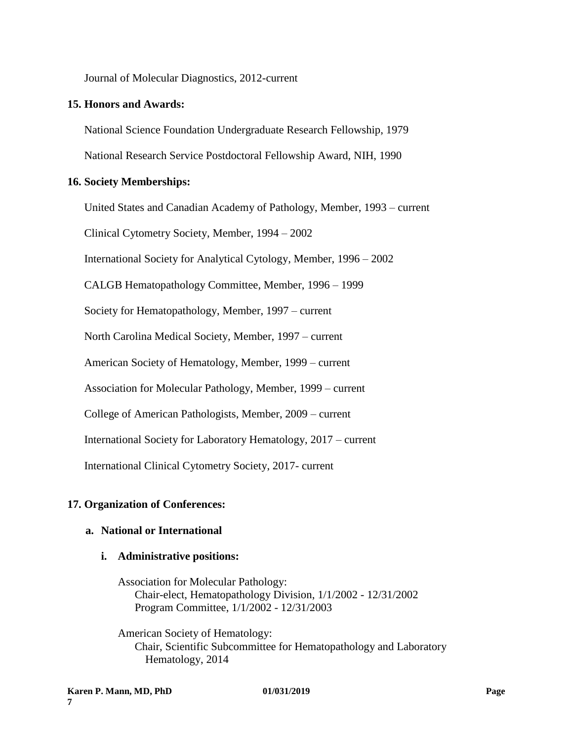Journal of Molecular Diagnostics, 2012-current

**15. Honors and Awards:**

National Science Foundation Undergraduate Research Fellowship, 1979

National Research Service Postdoctoral Fellowship Award, NIH, 1990

**16. Society Memberships:**

United States and Canadian Academy of Pathology, Member, 1993 – current

Clinical Cytometry Society, Member, 1994 – 2002

International Society for Analytical Cytology, Member, 1996 – 2002

CALGB Hematopathology Committee, Member, 1996 – 1999

Society for Hematopathology, Member, 1997 – current

North Carolina Medical Society, Member, 1997 – current

American Society of Hematology, Member, 1999 – current

Association for Molecular Pathology, Member, 1999 – current

College of American Pathologists, Member, 2009 – current

International Society for Laboratory Hematology, 2017 – current

International Clinical Cytometry Society, 2017- current

**17. Organization of Conferences:**

**a. National or International**

**i. Administrative positions:**

Association for Molecular Pathology:
- Chair-elect, Hematopathology Division, 1/1/2002 - 12/31/2002
- Program Committee, 1/1/2002 - 12/31/2003

American Society of Hematology:
- Chair, Scientific Subcommittee for Hematopathology and Laboratory Hematology, 2014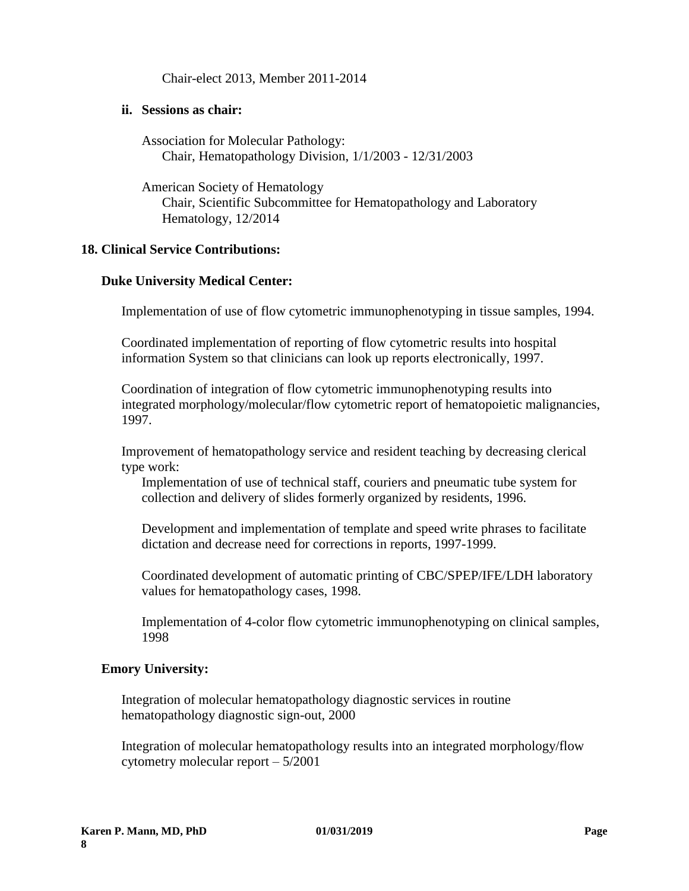Chair-elect 2013, Member 2011-2014

**ii. Sessions as chair:**

Association for Molecular Pathology:
Chair, Hematopathology Division, 1/1/2003 - 12/31/2003

American Society of Hematology
Chair, Scientific Subcommittee for Hematopathology and Laboratory Hematology, 12/2014

**18. Clinical Service Contributions:**

**Duke University Medical Center:**

Implementation of use of flow cytometric immunophenotyping in tissue samples, 1994.

Coordinated implementation of reporting of flow cytometric results into hospital information System so that clinicians can look up reports electronically, 1997.

Coordination of integration of flow cytometric immunophenotyping results into integrated morphology/molecular/flow cytometric report of hematopoietic malignancies, 1997.

Improvement of hematopathology service and resident teaching by decreasing clerical type work:

Implementation of use of technical staff, couriers and pneumatic tube system for collection and delivery of slides formerly organized by residents, 1996.

Development and implementation of template and speed write phrases to facilitate dictation and decrease need for corrections in reports, 1997-1999.

Coordinated development of automatic printing of CBC/SPEP/IFE/LDH laboratory values for hematopathology cases, 1998.

Implementation of 4-color flow cytometric immunophenotyping on clinical samples, 1998

**Emory University:**

Integration of molecular hematopathology diagnostic services in routine hematopathology diagnostic sign-out, 2000

Integration of molecular hematopathology results into an integrated morphology/flow cytometry molecular report – 5/2001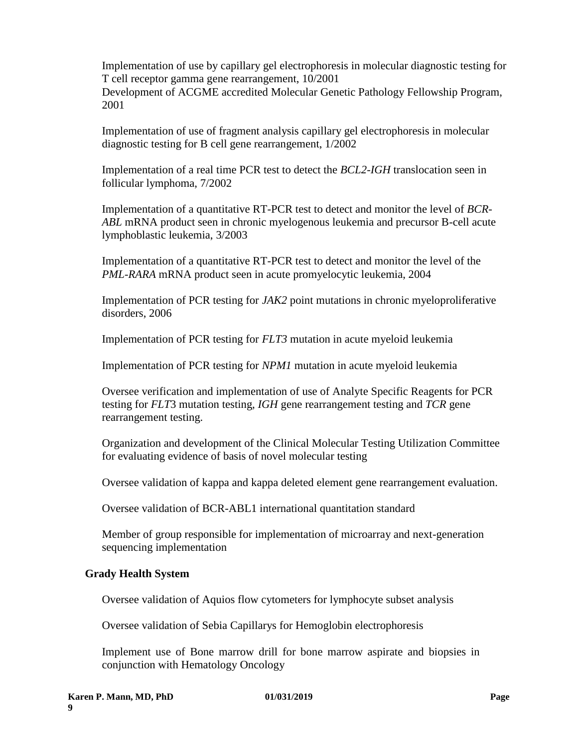Implementation of use by capillary gel electrophoresis in molecular diagnostic testing for T cell receptor gamma gene rearrangement, 10/2001

Development of ACGME accredited Molecular Genetic Pathology Fellowship Program, 2001

Implementation of use of fragment analysis capillary gel electrophoresis in molecular diagnostic testing for B cell gene rearrangement, 1/2002

Implementation of a real time PCR test to detect the *BCL2-IGH* translocation seen in follicular lymphoma, 7/2002

Implementation of a quantitative RT-PCR test to detect and monitor the level of *BCR-ABL* mRNA product seen in chronic myelogenous leukemia and precursor B-cell acute lymphoblastic leukemia, 3/2003

Implementation of a quantitative RT-PCR test to detect and monitor the level of the *PML-RARA* mRNA product seen in acute promyelocytic leukemia, 2004

Implementation of PCR testing for *JAK2* point mutations in chronic myeloproliferative disorders, 2006

Implementation of PCR testing for *FLT3* mutation in acute myeloid leukemia

Implementation of PCR testing for *NPM1* mutation in acute myeloid leukemia

Oversee verification and implementation of use of Analyte Specific Reagents for PCR testing for *FLT*3 mutation testing, *IGH* gene rearrangement testing and *TCR* gene rearrangement testing.

Organization and development of the Clinical Molecular Testing Utilization Committee for evaluating evidence of basis of novel molecular testing

Oversee validation of kappa and kappa deleted element gene rearrangement evaluation.

Oversee validation of BCR-ABL1 international quantitation standard

Member of group responsible for implementation of microarray and next-generation sequencing implementation

**Grady Health System**

Oversee validation of Aquios flow cytometers for lymphocyte subset analysis

Oversee validation of Sebia Capillarys for Hemoglobin electrophoresis

Implement use of Bone marrow drill for bone marrow aspirate and biopsies in conjunction with Hematology Oncology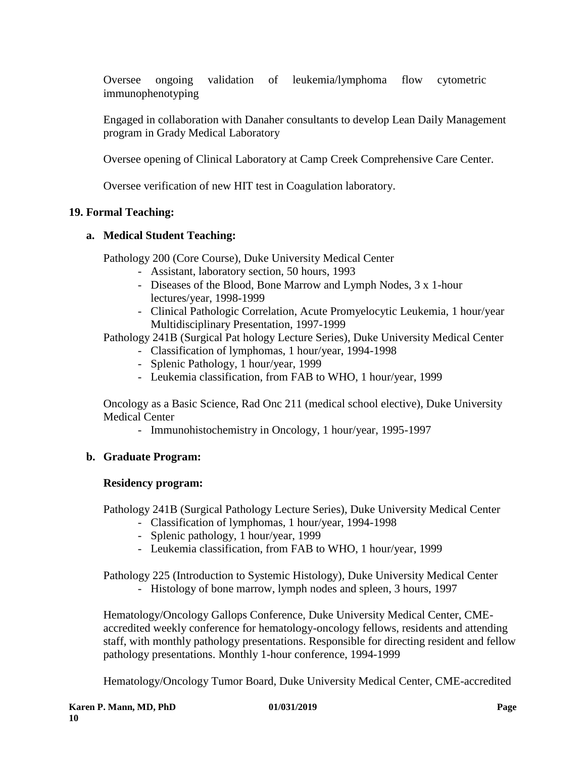Oversee ongoing validation of leukemia/lymphoma flow cytometric immunophenotyping

Engaged in collaboration with Danaher consultants to develop Lean Daily Management program in Grady Medical Laboratory

Oversee opening of Clinical Laboratory at Camp Creek Comprehensive Care Center.

Oversee verification of new HIT test in Coagulation laboratory.

**19. Formal Teaching:**

**a. Medical Student Teaching:**

Pathology 200 (Core Course), Duke University Medical Center

- Assistant, laboratory section, 50 hours, 1993
- Diseases of the Blood, Bone Marrow and Lymph Nodes, 3 x 1-hour lectures/year, 1998-1999
- Clinical Pathologic Correlation, Acute Promyelocytic Leukemia, 1 hour/year Multidisciplinary Presentation, 1997-1999

Pathology 241B (Surgical Pat hology Lecture Series), Duke University Medical Center

- Classification of lymphomas, 1 hour/year, 1994-1998
- Splenic Pathology, 1 hour/year, 1999
- Leukemia classification, from FAB to WHO, 1 hour/year, 1999

Oncology as a Basic Science, Rad Onc 211 (medical school elective), Duke University Medical Center

- Immunohistochemistry in Oncology, 1 hour/year, 1995-1997

**b. Graduate Program:**

**Residency program:**

Pathology 241B (Surgical Pathology Lecture Series), Duke University Medical Center

- Classification of lymphomas, 1 hour/year, 1994-1998
- Splenic pathology, 1 hour/year, 1999
- Leukemia classification, from FAB to WHO, 1 hour/year, 1999

Pathology 225 (Introduction to Systemic Histology), Duke University Medical Center

- Histology of bone marrow, lymph nodes and spleen, 3 hours, 1997

Hematology/Oncology Gallops Conference, Duke University Medical Center, CME-accredited weekly conference for hematology-oncology fellows, residents and attending staff, with monthly pathology presentations. Responsible for directing resident and fellow pathology presentations. Monthly 1-hour conference, 1994-1999

Hematology/Oncology Tumor Board, Duke University Medical Center, CME-accredited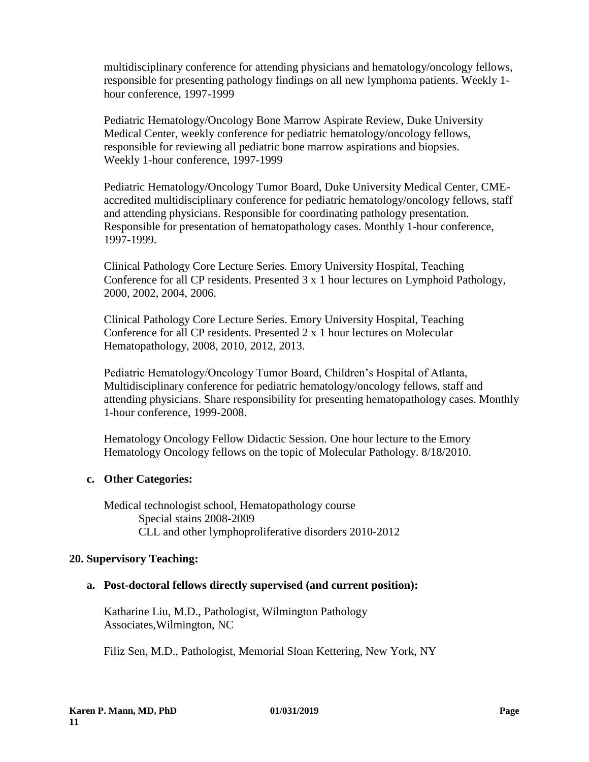multidisciplinary conference for attending physicians and hematology/oncology fellows, responsible for presenting pathology findings on all new lymphoma patients. Weekly 1-hour conference, 1997-1999

Pediatric Hematology/Oncology Bone Marrow Aspirate Review, Duke University Medical Center, weekly conference for pediatric hematology/oncology fellows, responsible for reviewing all pediatric bone marrow aspirations and biopsies. Weekly 1-hour conference, 1997-1999

Pediatric Hematology/Oncology Tumor Board, Duke University Medical Center, CME-accredited multidisciplinary conference for pediatric hematology/oncology fellows, staff and attending physicians. Responsible for coordinating pathology presentation. Responsible for presentation of hematopathology cases. Monthly 1-hour conference, 1997-1999.

Clinical Pathology Core Lecture Series. Emory University Hospital, Teaching Conference for all CP residents. Presented 3 x 1 hour lectures on Lymphoid Pathology, 2000, 2002, 2004, 2006.

Clinical Pathology Core Lecture Series. Emory University Hospital, Teaching Conference for all CP residents. Presented 2 x 1 hour lectures on Molecular Hematopathology, 2008, 2010, 2012, 2013.

Pediatric Hematology/Oncology Tumor Board, Children's Hospital of Atlanta, Multidisciplinary conference for pediatric hematology/oncology fellows, staff and attending physicians. Share responsibility for presenting hematopathology cases. Monthly 1-hour conference, 1999-2008.

Hematology Oncology Fellow Didactic Session. One hour lecture to the Emory Hematology Oncology fellows on the topic of Molecular Pathology. 8/18/2010.

**c. Other Categories:**

Medical technologist school, Hematopathology course
- Special stains 2008-2009
- CLL and other lymphoproliferative disorders 2010-2012

## 20. Supervisory Teaching:

**a. Post-doctoral fellows directly supervised (and current position):**

Katharine Liu, M.D., Pathologist, Wilmington Pathology Associates,Wilmington, NC

Filiz Sen, M.D., Pathologist, Memorial Sloan Kettering, New York, NY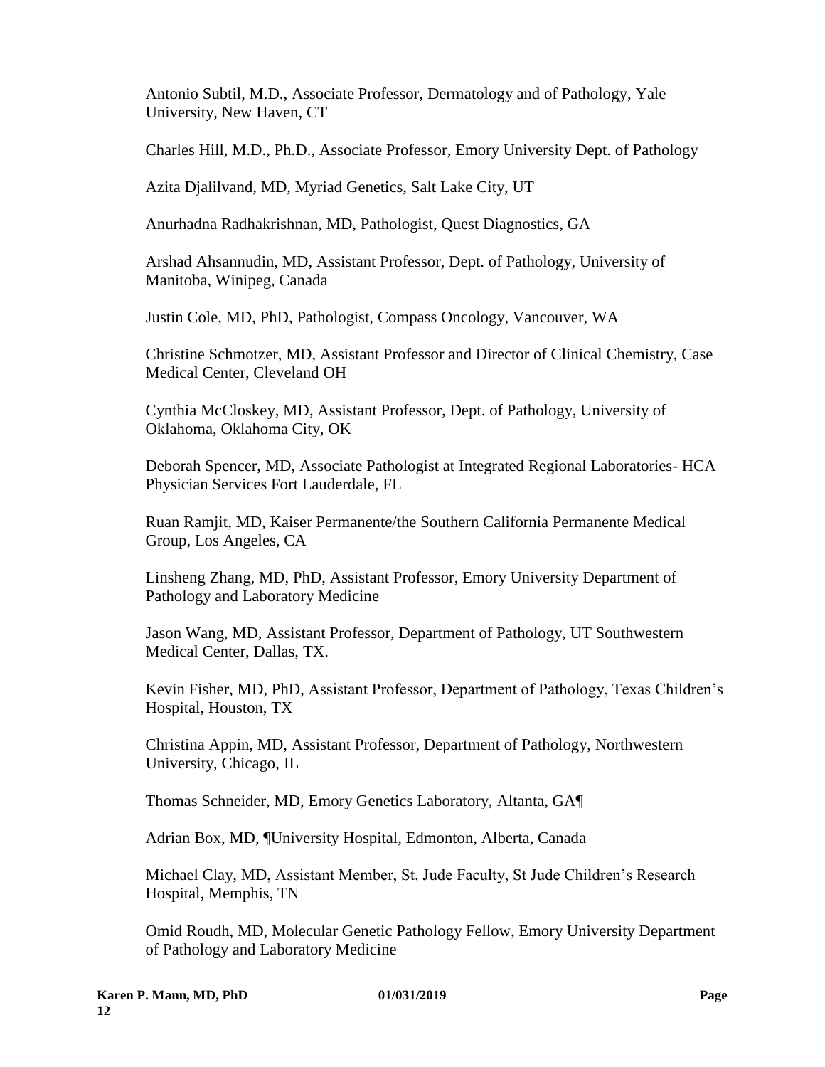Antonio Subtil, M.D., Associate Professor, Dermatology and of Pathology, Yale University, New Haven, CT

Charles Hill, M.D., Ph.D., Associate Professor, Emory University Dept. of Pathology

Azita Djalilvand, MD, Myriad Genetics, Salt Lake City, UT

Anurhadna Radhakrishnan, MD, Pathologist, Quest Diagnostics, GA

Arshad Ahsannudin, MD, Assistant Professor, Dept. of Pathology, University of Manitoba, Winipeg, Canada

Justin Cole, MD, PhD, Pathologist, Compass Oncology, Vancouver, WA

Christine Schmotzer, MD, Assistant Professor and Director of Clinical Chemistry, Case Medical Center, Cleveland OH

Cynthia McCloskey, MD, Assistant Professor, Dept. of Pathology, University of Oklahoma, Oklahoma City, OK

Deborah Spencer, MD, Associate Pathologist at Integrated Regional Laboratories- HCA Physician Services Fort Lauderdale, FL

Ruan Ramjit, MD, Kaiser Permanente/the Southern California Permanente Medical Group, Los Angeles, CA

Linsheng Zhang, MD, PhD, Assistant Professor, Emory University Department of Pathology and Laboratory Medicine

Jason Wang, MD, Assistant Professor, Department of Pathology, UT Southwestern Medical Center, Dallas, TX.

Kevin Fisher, MD, PhD, Assistant Professor, Department of Pathology, Texas Children's Hospital, Houston, TX

Christina Appin, MD, Assistant Professor, Department of Pathology, Northwestern University, Chicago, IL

Thomas Schneider, MD, Emory Genetics Laboratory, Altanta, GA¶

Adrian Box, MD, ¶University Hospital, Edmonton, Alberta, Canada

Michael Clay, MD, Assistant Member, St. Jude Faculty, St Jude Children's Research Hospital, Memphis, TN

Omid Roudh, MD, Molecular Genetic Pathology Fellow, Emory University Department of Pathology and Laboratory Medicine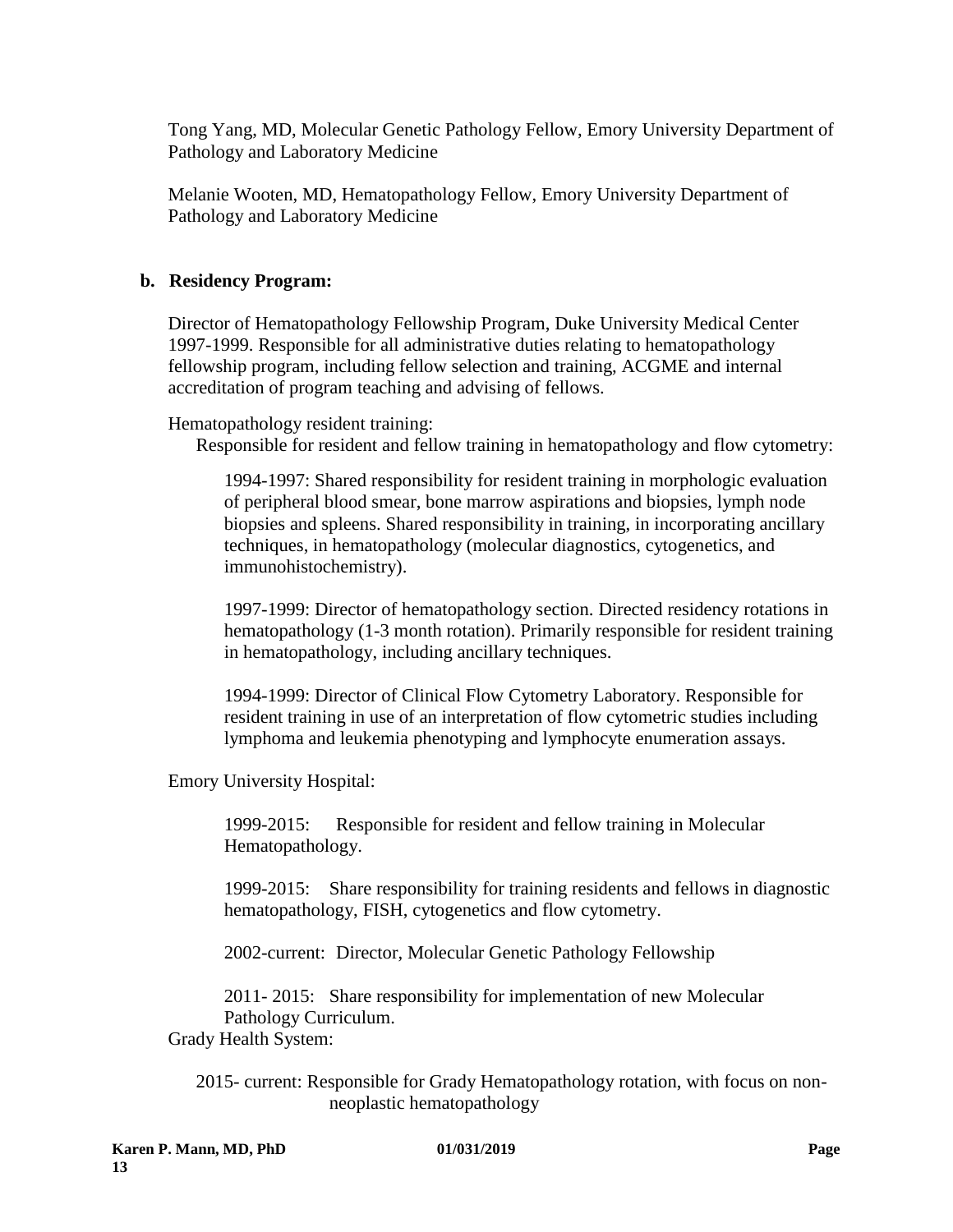Tong Yang, MD, Molecular Genetic Pathology Fellow, Emory University Department of Pathology and Laboratory Medicine

Melanie Wooten, MD, Hematopathology Fellow, Emory University Department of Pathology and Laboratory Medicine

**b. Residency Program:**

Director of Hematopathology Fellowship Program, Duke University Medical Center 1997-1999. Responsible for all administrative duties relating to hematopathology fellowship program, including fellow selection and training, ACGME and internal accreditation of program teaching and advising of fellows.

Hematopathology resident training:

Responsible for resident and fellow training in hematopathology and flow cytometry:

1994-1997: Shared responsibility for resident training in morphologic evaluation of peripheral blood smear, bone marrow aspirations and biopsies, lymph node biopsies and spleens. Shared responsibility in training, in incorporating ancillary techniques, in hematopathology (molecular diagnostics, cytogenetics, and immunohistochemistry).

1997-1999: Director of hematopathology section. Directed residency rotations in hematopathology (1-3 month rotation). Primarily responsible for resident training in hematopathology, including ancillary techniques.

1994-1999: Director of Clinical Flow Cytometry Laboratory. Responsible for resident training in use of an interpretation of flow cytometric studies including lymphoma and leukemia phenotyping and lymphocyte enumeration assays.

Emory University Hospital:

1999-2015: Responsible for resident and fellow training in Molecular Hematopathology.

1999-2015: Share responsibility for training residents and fellows in diagnostic hematopathology, FISH, cytogenetics and flow cytometry.

2002-current: Director, Molecular Genetic Pathology Fellowship

2011- 2015: Share responsibility for implementation of new Molecular Pathology Curriculum.

Grady Health System:

2015- current: Responsible for Grady Hematopathology rotation, with focus on non-neoplastic hematopathology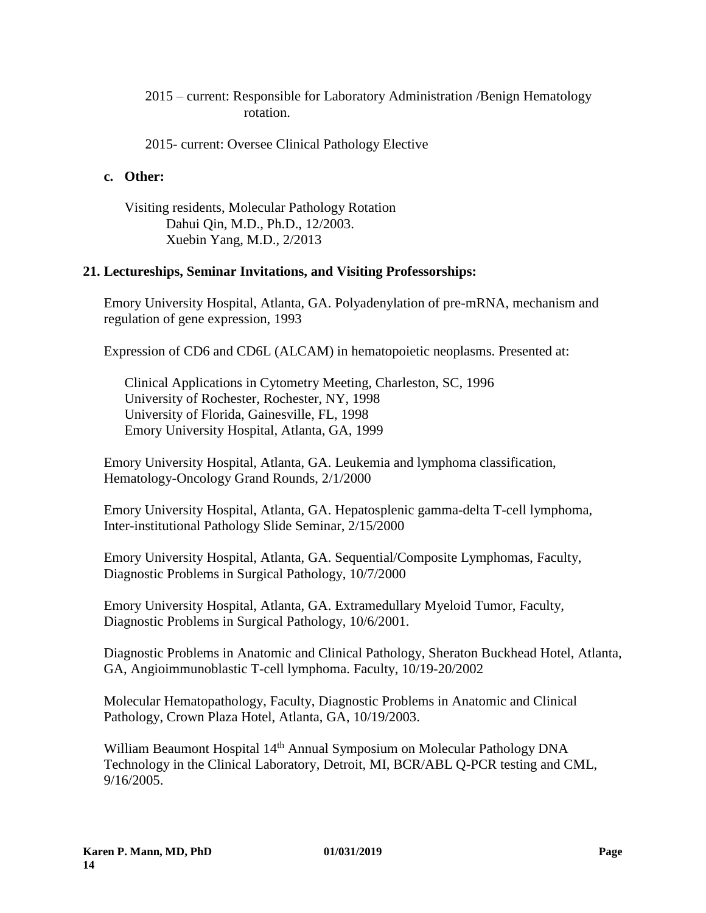2015 – current: Responsible for Laboratory Administration /Benign Hematology rotation.

2015- current: Oversee Clinical Pathology Elective

**c. Other:**

Visiting residents, Molecular Pathology Rotation
- Dahui Qin, M.D., Ph.D., 12/2003.
- Xuebin Yang, M.D., 2/2013

## 21. Lectureships, Seminar Invitations, and Visiting Professorships:

Emory University Hospital, Atlanta, GA. Polyadenylation of pre-mRNA, mechanism and regulation of gene expression, 1993

Expression of CD6 and CD6L (ALCAM) in hematopoietic neoplasms. Presented at:

- Clinical Applications in Cytometry Meeting, Charleston, SC, 1996
- University of Rochester, Rochester, NY, 1998
- University of Florida, Gainesville, FL, 1998
- Emory University Hospital, Atlanta, GA, 1999

Emory University Hospital, Atlanta, GA. Leukemia and lymphoma classification, Hematology-Oncology Grand Rounds, 2/1/2000

Emory University Hospital, Atlanta, GA. Hepatosplenic gamma-delta T-cell lymphoma, Inter-institutional Pathology Slide Seminar, 2/15/2000

Emory University Hospital, Atlanta, GA. Sequential/Composite Lymphomas, Faculty, Diagnostic Problems in Surgical Pathology, 10/7/2000

Emory University Hospital, Atlanta, GA. Extramedullary Myeloid Tumor, Faculty, Diagnostic Problems in Surgical Pathology, 10/6/2001.

Diagnostic Problems in Anatomic and Clinical Pathology, Sheraton Buckhead Hotel, Atlanta, GA, Angioimmunoblastic T-cell lymphoma. Faculty, 10/19-20/2002

Molecular Hematopathology, Faculty, Diagnostic Problems in Anatomic and Clinical Pathology, Crown Plaza Hotel, Atlanta, GA, 10/19/2003.

William Beaumont Hospital 14th Annual Symposium on Molecular Pathology DNA Technology in the Clinical Laboratory, Detroit, MI, BCR/ABL Q-PCR testing and CML, 9/16/2005.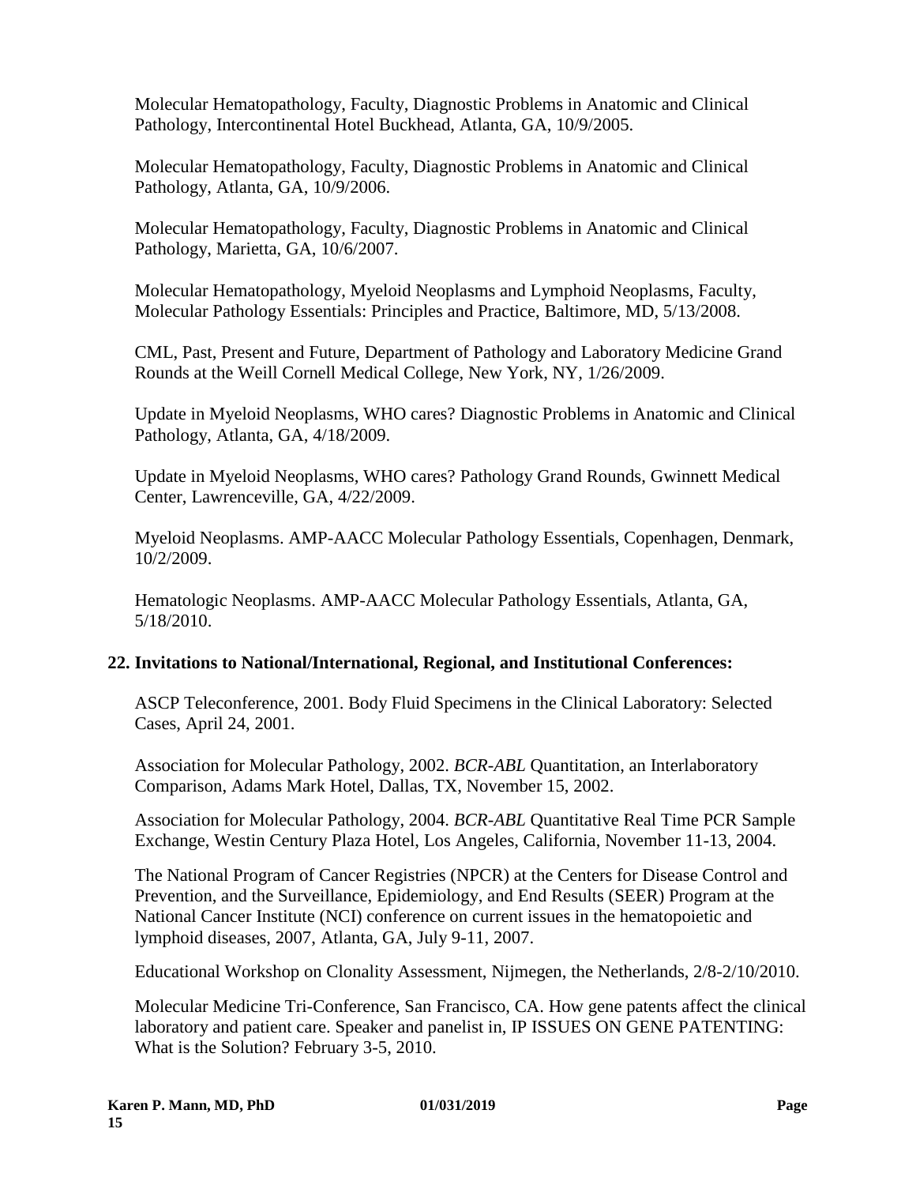Molecular Hematopathology, Faculty, Diagnostic Problems in Anatomic and Clinical Pathology, Intercontinental Hotel Buckhead, Atlanta, GA, 10/9/2005.

Molecular Hematopathology, Faculty, Diagnostic Problems in Anatomic and Clinical Pathology, Atlanta, GA, 10/9/2006.

Molecular Hematopathology, Faculty, Diagnostic Problems in Anatomic and Clinical Pathology, Marietta, GA, 10/6/2007.

Molecular Hematopathology, Myeloid Neoplasms and Lymphoid Neoplasms, Faculty, Molecular Pathology Essentials: Principles and Practice, Baltimore, MD, 5/13/2008.

CML, Past, Present and Future, Department of Pathology and Laboratory Medicine Grand Rounds at the Weill Cornell Medical College, New York, NY, 1/26/2009.

Update in Myeloid Neoplasms, WHO cares? Diagnostic Problems in Anatomic and Clinical Pathology, Atlanta, GA, 4/18/2009.

Update in Myeloid Neoplasms, WHO cares? Pathology Grand Rounds, Gwinnett Medical Center, Lawrenceville, GA, 4/22/2009.

Myeloid Neoplasms. AMP-AACC Molecular Pathology Essentials, Copenhagen, Denmark, 10/2/2009.

Hematologic Neoplasms. AMP-AACC Molecular Pathology Essentials, Atlanta, GA, 5/18/2010.

## 22. Invitations to National/International, Regional, and Institutional Conferences:

ASCP Teleconference, 2001. Body Fluid Specimens in the Clinical Laboratory: Selected Cases, April 24, 2001.

Association for Molecular Pathology, 2002. *BCR-ABL* Quantitation, an Interlaboratory Comparison, Adams Mark Hotel, Dallas, TX, November 15, 2002.

Association for Molecular Pathology, 2004. *BCR-ABL* Quantitative Real Time PCR Sample Exchange, Westin Century Plaza Hotel, Los Angeles, California, November 11-13, 2004.

The National Program of Cancer Registries (NPCR) at the Centers for Disease Control and Prevention, and the Surveillance, Epidemiology, and End Results (SEER) Program at the National Cancer Institute (NCI) conference on current issues in the hematopoietic and lymphoid diseases, 2007, Atlanta, GA, July 9-11, 2007.

Educational Workshop on Clonality Assessment, Nijmegen, the Netherlands, 2/8-2/10/2010.

Molecular Medicine Tri-Conference, San Francisco, CA. How gene patents affect the clinical laboratory and patient care. Speaker and panelist in, IP ISSUES ON GENE PATENTING: What is the Solution? February 3-5, 2010.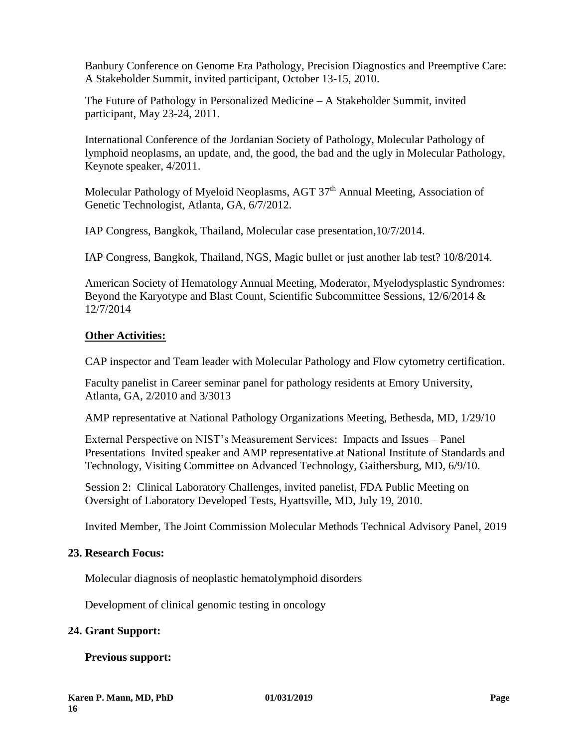Banbury Conference on Genome Era Pathology, Precision Diagnostics and Preemptive Care: A Stakeholder Summit, invited participant, October 13-15, 2010.

The Future of Pathology in Personalized Medicine – A Stakeholder Summit, invited participant, May 23-24, 2011.

International Conference of the Jordanian Society of Pathology, Molecular Pathology of lymphoid neoplasms, an update, and, the good, the bad and the ugly in Molecular Pathology, Keynote speaker, 4/2011.

Molecular Pathology of Myeloid Neoplasms, AGT 37th Annual Meeting, Association of Genetic Technologist, Atlanta, GA, 6/7/2012.

IAP Congress, Bangkok, Thailand, Molecular case presentation,10/7/2014.

IAP Congress, Bangkok, Thailand, NGS, Magic bullet or just another lab test? 10/8/2014.

American Society of Hematology Annual Meeting, Moderator, Myelodysplastic Syndromes: Beyond the Karyotype and Blast Count, Scientific Subcommittee Sessions, 12/6/2014 & 12/7/2014

**Other Activities:**

CAP inspector and Team leader with Molecular Pathology and Flow cytometry certification.

Faculty panelist in Career seminar panel for pathology residents at Emory University, Atlanta, GA, 2/2010 and 3/3013

AMP representative at National Pathology Organizations Meeting, Bethesda, MD, 1/29/10

External Perspective on NIST's Measurement Services: Impacts and Issues – Panel Presentations Invited speaker and AMP representative at National Institute of Standards and Technology, Visiting Committee on Advanced Technology, Gaithersburg, MD, 6/9/10.

Session 2: Clinical Laboratory Challenges, invited panelist, FDA Public Meeting on Oversight of Laboratory Developed Tests, Hyattsville, MD, July 19, 2010.

Invited Member, The Joint Commission Molecular Methods Technical Advisory Panel, 2019

**23. Research Focus:**

Molecular diagnosis of neoplastic hematolymphoid disorders

Development of clinical genomic testing in oncology

**24. Grant Support:**

**Previous support:**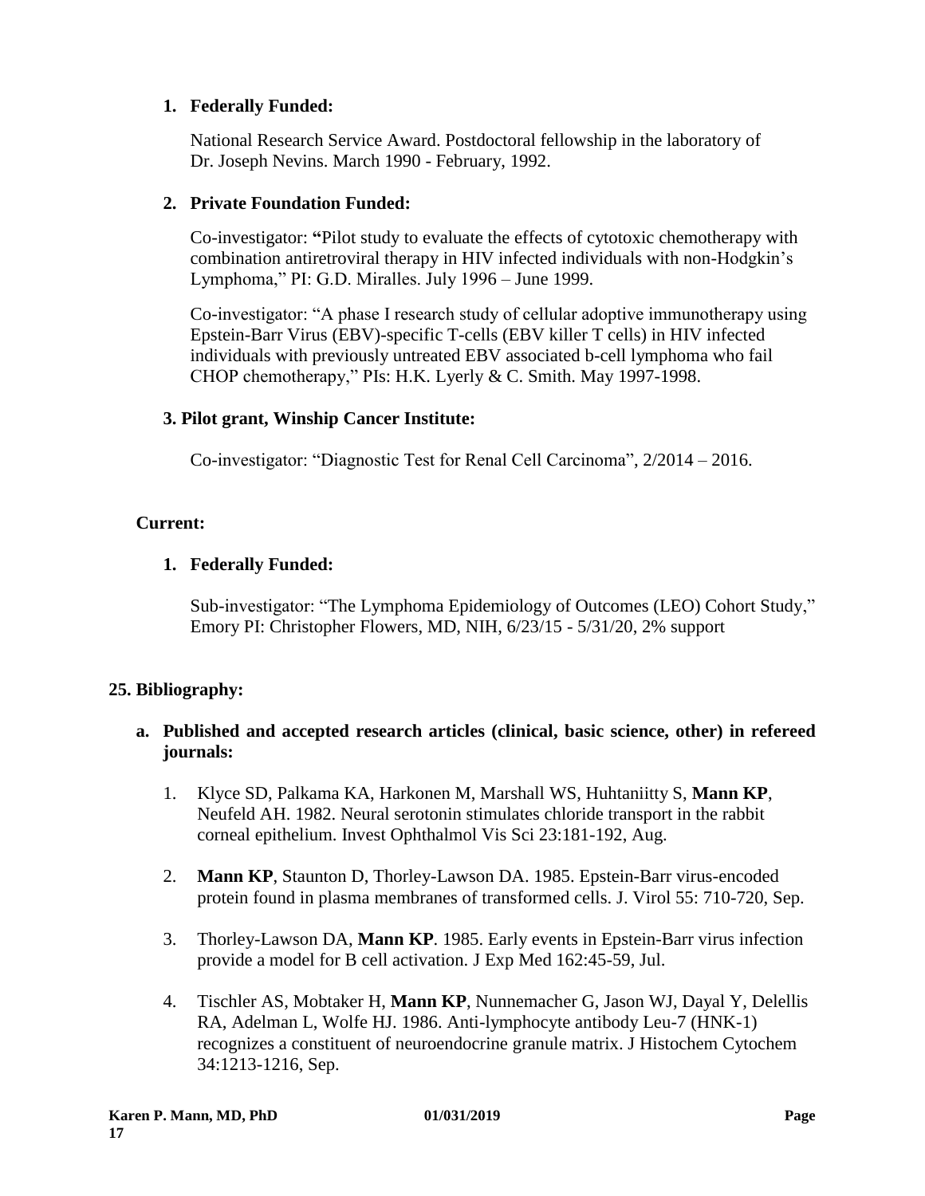1. **Federally Funded:**

   National Research Service Award. Postdoctoral fellowship in the laboratory of Dr. Joseph Nevins. March 1990 - February, 1992.

2. **Private Foundation Funded:**

   Co-investigator: **"**Pilot study to evaluate the effects of cytotoxic chemotherapy with combination antiretroviral therapy in HIV infected individuals with non-Hodgkin's Lymphoma," PI: G.D. Miralles. July 1996 – June 1999.

   Co-investigator: "A phase I research study of cellular adoptive immunotherapy using Epstein-Barr Virus (EBV)-specific T-cells (EBV killer T cells) in HIV infected individuals with previously untreated EBV associated b-cell lymphoma who fail CHOP chemotherapy," PIs: H.K. Lyerly & C. Smith. May 1997-1998.

3. **Pilot grant, Winship Cancer Institute:**

   Co-investigator: "Diagnostic Test for Renal Cell Carcinoma", 2/2014 – 2016.

**Current:**

1. **Federally Funded:**

   Sub-investigator: "The Lymphoma Epidemiology of Outcomes (LEO) Cohort Study," Emory PI: Christopher Flowers, MD, NIH, 6/23/15 - 5/31/20, 2% support

## 25. Bibliography:

**a. Published and accepted research articles (clinical, basic science, other) in refereed journals:**

1. Klyce SD, Palkama KA, Harkonen M, Marshall WS, Huhtaniitty S, **Mann KP**, Neufeld AH. 1982. Neural serotonin stimulates chloride transport in the rabbit corneal epithelium. Invest Ophthalmol Vis Sci 23:181-192, Aug.

2. **Mann KP**, Staunton D, Thorley-Lawson DA. 1985. Epstein-Barr virus-encoded protein found in plasma membranes of transformed cells. J. Virol 55: 710-720, Sep.

3. Thorley-Lawson DA, **Mann KP**. 1985. Early events in Epstein-Barr virus infection provide a model for B cell activation. J Exp Med 162:45-59, Jul.

4. Tischler AS, Mobtaker H, **Mann KP**, Nunnemacher G, Jason WJ, Dayal Y, Delellis RA, Adelman L, Wolfe HJ. 1986. Anti-lymphocyte antibody Leu-7 (HNK-1) recognizes a constituent of neuroendocrine granule matrix. J Histochem Cytochem 34:1213-1216, Sep.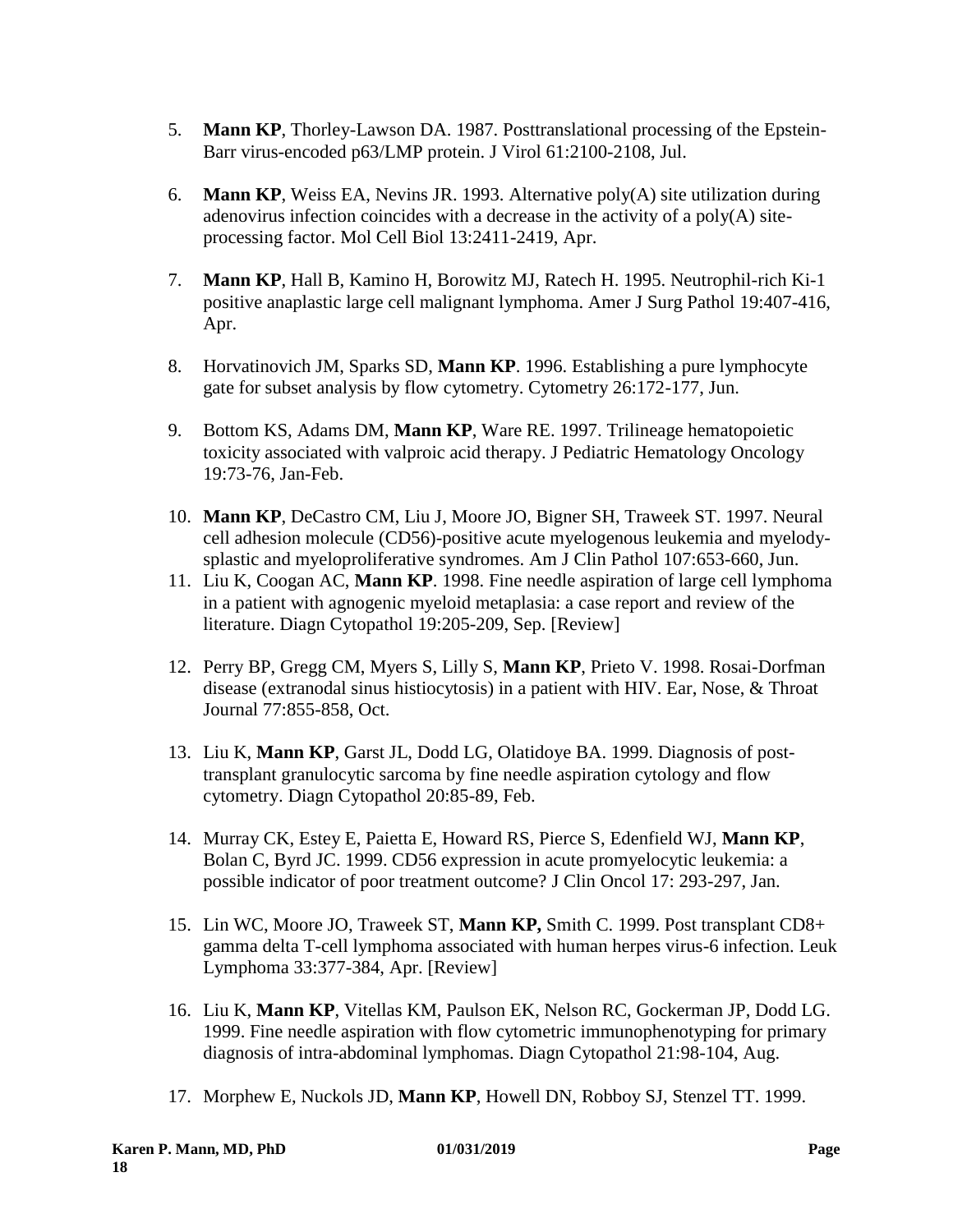5. **Mann KP**, Thorley-Lawson DA. 1987. Posttranslational processing of the Epstein-Barr virus-encoded p63/LMP protein. J Virol 61:2100-2108, Jul.

6. **Mann KP**, Weiss EA, Nevins JR. 1993. Alternative poly(A) site utilization during adenovirus infection coincides with a decrease in the activity of a poly(A) site-processing factor. Mol Cell Biol 13:2411-2419, Apr.

7. **Mann KP**, Hall B, Kamino H, Borowitz MJ, Ratech H. 1995. Neutrophil-rich Ki-1 positive anaplastic large cell malignant lymphoma. Amer J Surg Pathol 19:407-416, Apr.

8. Horvatinovich JM, Sparks SD, **Mann KP**. 1996. Establishing a pure lymphocyte gate for subset analysis by flow cytometry. Cytometry 26:172-177, Jun.

9. Bottom KS, Adams DM, **Mann KP**, Ware RE. 1997. Trilineage hematopoietic toxicity associated with valproic acid therapy. J Pediatric Hematology Oncology 19:73-76, Jan-Feb.

10. **Mann KP**, DeCastro CM, Liu J, Moore JO, Bigner SH, Traweek ST. 1997. Neural cell adhesion molecule (CD56)-positive acute myelogenous leukemia and myelodysplastic and myeloproliferative syndromes. Am J Clin Pathol 107:653-660, Jun.

11. Liu K, Coogan AC, **Mann KP**. 1998. Fine needle aspiration of large cell lymphoma in a patient with agnogenic myeloid metaplasia: a case report and review of the literature. Diagn Cytopathol 19:205-209, Sep. [Review]

12. Perry BP, Gregg CM, Myers S, Lilly S, **Mann KP**, Prieto V. 1998. Rosai-Dorfman disease (extranodal sinus histiocytosis) in a patient with HIV. Ear, Nose, & Throat Journal 77:855-858, Oct.

13. Liu K, **Mann KP**, Garst JL, Dodd LG, Olatidoye BA. 1999. Diagnosis of post-transplant granulocytic sarcoma by fine needle aspiration cytology and flow cytometry. Diagn Cytopathol 20:85-89, Feb.

14. Murray CK, Estey E, Paietta E, Howard RS, Pierce S, Edenfield WJ, **Mann KP**, Bolan C, Byrd JC. 1999. CD56 expression in acute promyelocytic leukemia: a possible indicator of poor treatment outcome? J Clin Oncol 17: 293-297, Jan.

15. Lin WC, Moore JO, Traweek ST, **Mann KP,** Smith C. 1999. Post transplant CD8+ gamma delta T-cell lymphoma associated with human herpes virus-6 infection. Leuk Lymphoma 33:377-384, Apr. [Review]

16. Liu K, **Mann KP**, Vitellas KM, Paulson EK, Nelson RC, Gockerman JP, Dodd LG. 1999. Fine needle aspiration with flow cytometric immunophenotyping for primary diagnosis of intra-abdominal lymphomas. Diagn Cytopathol 21:98-104, Aug.

17. Morphew E, Nuckols JD, **Mann KP**, Howell DN, Robboy SJ, Stenzel TT. 1999.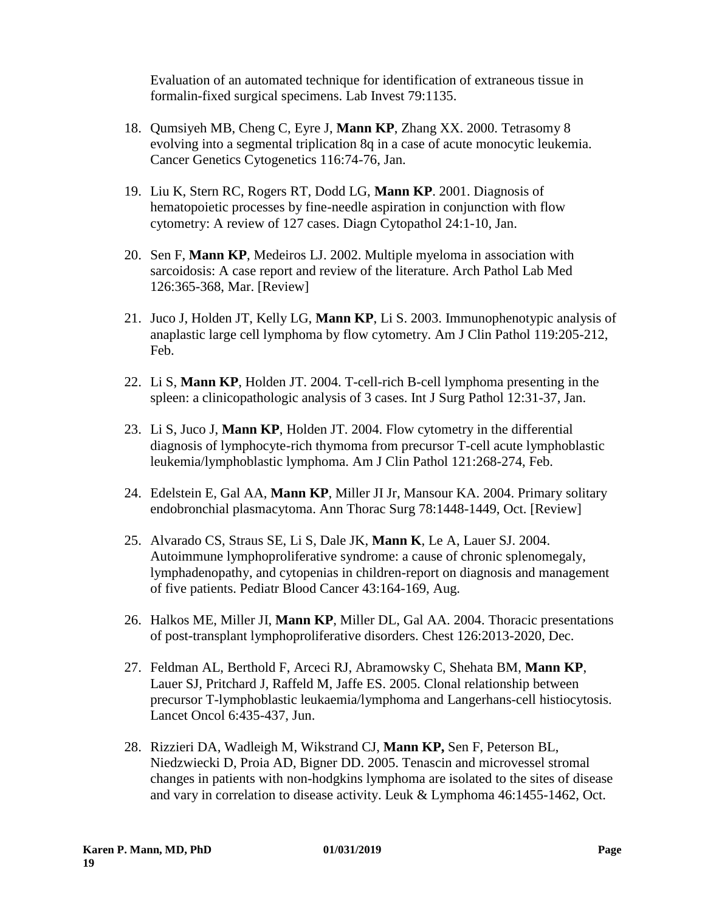Evaluation of an automated technique for identification of extraneous tissue in formalin-fixed surgical specimens. Lab Invest 79:1135.

18. Qumsiyeh MB, Cheng C, Eyre J, **Mann KP**, Zhang XX. 2000. Tetrasomy 8 evolving into a segmental triplication 8q in a case of acute monocytic leukemia. Cancer Genetics Cytogenetics 116:74-76, Jan.

19. Liu K, Stern RC, Rogers RT, Dodd LG, **Mann KP**. 2001. Diagnosis of hematopoietic processes by fine-needle aspiration in conjunction with flow cytometry: A review of 127 cases. Diagn Cytopathol 24:1-10, Jan.

20. Sen F, **Mann KP**, Medeiros LJ. 2002. Multiple myeloma in association with sarcoidosis: A case report and review of the literature. Arch Pathol Lab Med 126:365-368, Mar. [Review]

21. Juco J, Holden JT, Kelly LG, **Mann KP**, Li S. 2003. Immunophenotypic analysis of anaplastic large cell lymphoma by flow cytometry. Am J Clin Pathol 119:205-212, Feb.

22. Li S, **Mann KP**, Holden JT. 2004. T-cell-rich B-cell lymphoma presenting in the spleen: a clinicopathologic analysis of 3 cases. Int J Surg Pathol 12:31-37, Jan.

23. Li S, Juco J, **Mann KP**, Holden JT. 2004. Flow cytometry in the differential diagnosis of lymphocyte-rich thymoma from precursor T-cell acute lymphoblastic leukemia/lymphoblastic lymphoma. Am J Clin Pathol 121:268-274, Feb.

24. Edelstein E, Gal AA, **Mann KP**, Miller JI Jr, Mansour KA. 2004. Primary solitary endobronchial plasmacytoma. Ann Thorac Surg 78:1448-1449, Oct. [Review]

25. Alvarado CS, Straus SE, Li S, Dale JK, **Mann K**, Le A, Lauer SJ. 2004. Autoimmune lymphoproliferative syndrome: a cause of chronic splenomegaly, lymphadenopathy, and cytopenias in children-report on diagnosis and management of five patients. Pediatr Blood Cancer 43:164-169, Aug.

26. Halkos ME, Miller JI, **Mann KP**, Miller DL, Gal AA. 2004. Thoracic presentations of post-transplant lymphoproliferative disorders. Chest 126:2013-2020, Dec.

27. Feldman AL, Berthold F, Arceci RJ, Abramowsky C, Shehata BM, **Mann KP**, Lauer SJ, Pritchard J, Raffeld M, Jaffe ES. 2005. Clonal relationship between precursor T-lymphoblastic leukaemia/lymphoma and Langerhans-cell histiocytosis. Lancet Oncol 6:435-437, Jun.

28. Rizzieri DA, Wadleigh M, Wikstrand CJ, **Mann KP,** Sen F, Peterson BL, Niedzwiecki D, Proia AD, Bigner DD. 2005. Tenascin and microvessel stromal changes in patients with non-hodgkins lymphoma are isolated to the sites of disease and vary in correlation to disease activity. Leuk & Lymphoma 46:1455-1462, Oct.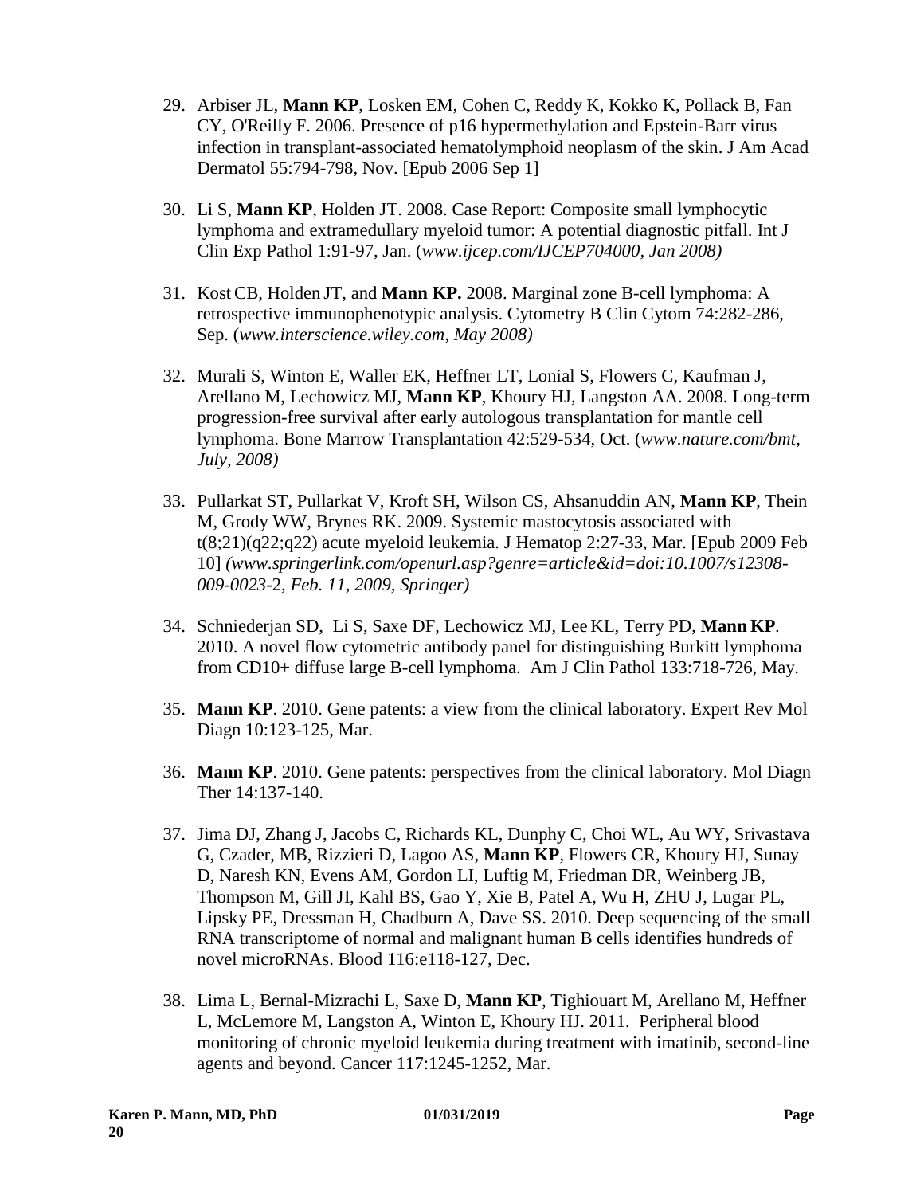29. Arbiser JL, **Mann KP**, Losken EM, Cohen C, Reddy K, Kokko K, Pollack B, Fan CY, O'Reilly F. 2006. Presence of p16 hypermethylation and Epstein-Barr virus infection in transplant-associated hematolymphoid neoplasm of the skin. J Am Acad Dermatol 55:794-798, Nov. [Epub 2006 Sep 1]

30. Li S, **Mann KP**, Holden JT. 2008. Case Report: Composite small lymphocytic lymphoma and extramedullary myeloid tumor: A potential diagnostic pitfall. Int J Clin Exp Pathol 1:91-97, Jan. (*www.ijcep.com/IJCEP704000, Jan 2008)*

31. Kost CB, Holden JT, and **Mann KP.** 2008. Marginal zone B-cell lymphoma: A retrospective immunophenotypic analysis. Cytometry B Clin Cytom 74:282-286, Sep. (*www.interscience.wiley.com, May 2008)*

32. Murali S, Winton E, Waller EK, Heffner LT, Lonial S, Flowers C, Kaufman J, Arellano M, Lechowicz MJ, **Mann KP**, Khoury HJ, Langston AA. 2008. Long-term progression-free survival after early autologous transplantation for mantle cell lymphoma. Bone Marrow Transplantation 42:529-534, Oct. (*www.nature.com/bmt, July, 2008)*

33. Pullarkat ST, Pullarkat V, Kroft SH, Wilson CS, Ahsanuddin AN, **Mann KP**, Thein M, Grody WW, Brynes RK. 2009. Systemic mastocytosis associated with t(8;21)(q22;q22) acute myeloid leukemia. J Hematop 2:27-33, Mar. [Epub 2009 Feb 10] *(www.springerlink.com/openurl.asp?genre=article&id=doi:10.1007/s12308-009-0023-2, Feb. 11, 2009, Springer)*

34. Schniederjan SD, Li S, Saxe DF, Lechowicz MJ, Lee KL, Terry PD, **Mann KP**. 2010. A novel flow cytometric antibody panel for distinguishing Burkitt lymphoma from CD10+ diffuse large B-cell lymphoma. Am J Clin Pathol 133:718-726, May.

35. **Mann KP**. 2010. Gene patents: a view from the clinical laboratory. Expert Rev Mol Diagn 10:123-125, Mar.

36. **Mann KP**. 2010. Gene patents: perspectives from the clinical laboratory. Mol Diagn Ther 14:137-140.

37. Jima DJ, Zhang J, Jacobs C, Richards KL, Dunphy C, Choi WL, Au WY, Srivastava G, Czader, MB, Rizzieri D, Lagoo AS, **Mann KP**, Flowers CR, Khoury HJ, Sunay D, Naresh KN, Evens AM, Gordon LI, Luftig M, Friedman DR, Weinberg JB, Thompson M, Gill JI, Kahl BS, Gao Y, Xie B, Patel A, Wu H, ZHU J, Lugar PL, Lipsky PE, Dressman H, Chadburn A, Dave SS. 2010. Deep sequencing of the small RNA transcriptome of normal and malignant human B cells identifies hundreds of novel microRNAs. Blood 116:e118-127, Dec.

38. Lima L, Bernal-Mizrachi L, Saxe D, **Mann KP**, Tighiouart M, Arellano M, Heffner L, McLemore M, Langston A, Winton E, Khoury HJ. 2011. Peripheral blood monitoring of chronic myeloid leukemia during treatment with imatinib, second-line agents and beyond. Cancer 117:1245-1252, Mar.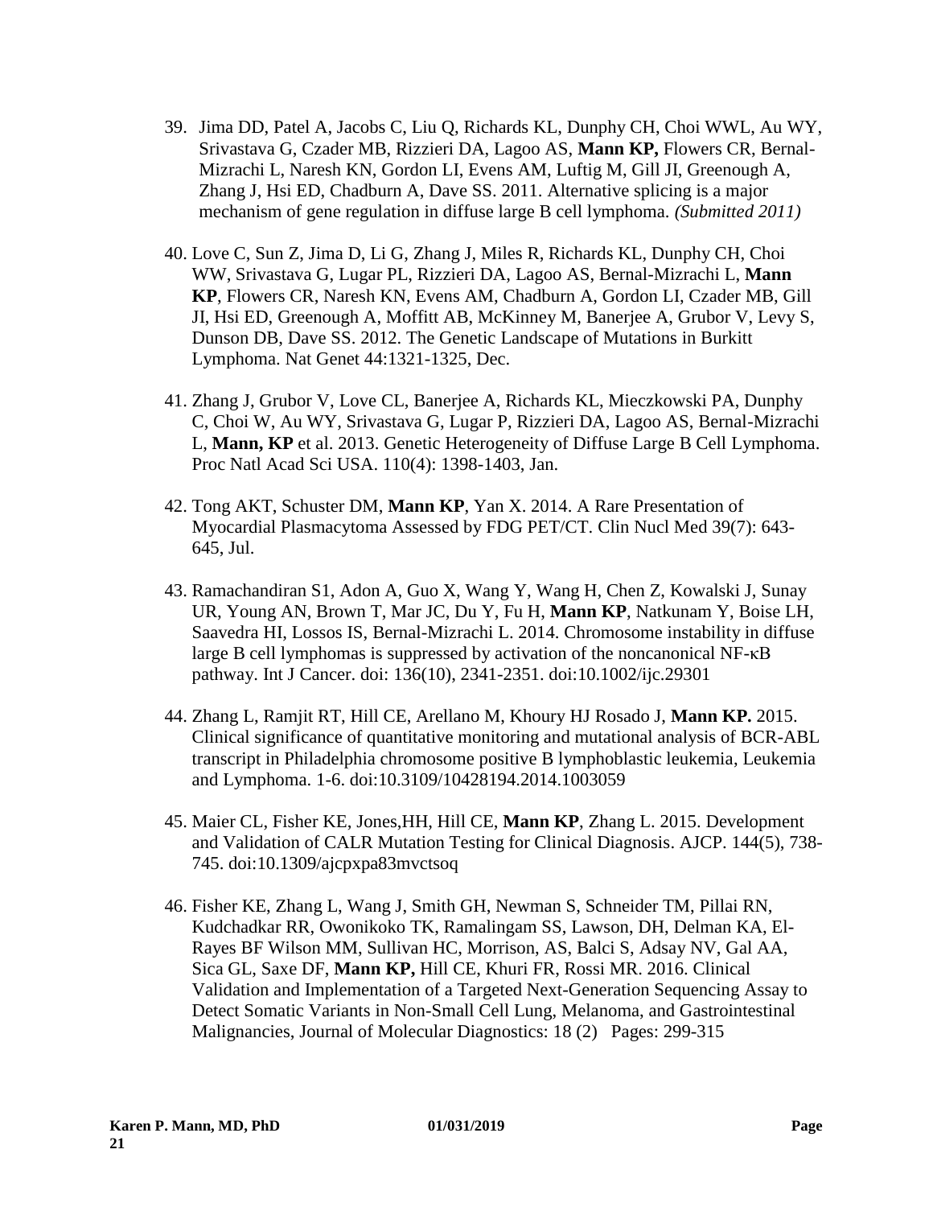39. Jima DD, Patel A, Jacobs C, Liu Q, Richards KL, Dunphy CH, Choi WWL, Au WY, Srivastava G, Czader MB, Rizzieri DA, Lagoo AS, **Mann KP,** Flowers CR, Bernal-Mizrachi L, Naresh KN, Gordon LI, Evens AM, Luftig M, Gill JI, Greenough A, Zhang J, Hsi ED, Chadburn A, Dave SS. 2011. Alternative splicing is a major mechanism of gene regulation in diffuse large B cell lymphoma. *(Submitted 2011)*

40. Love C, Sun Z, Jima D, Li G, Zhang J, Miles R, Richards KL, Dunphy CH, Choi WW, Srivastava G, Lugar PL, Rizzieri DA, Lagoo AS, Bernal-Mizrachi L, **Mann KP**, Flowers CR, Naresh KN, Evens AM, Chadburn A, Gordon LI, Czader MB, Gill JI, Hsi ED, Greenough A, Moffitt AB, McKinney M, Banerjee A, Grubor V, Levy S, Dunson DB, Dave SS. 2012. The Genetic Landscape of Mutations in Burkitt Lymphoma. Nat Genet 44:1321-1325, Dec.

41. Zhang J, Grubor V, Love CL, Banerjee A, Richards KL, Mieczkowski PA, Dunphy C, Choi W, Au WY, Srivastava G, Lugar P, Rizzieri DA, Lagoo AS, Bernal-Mizrachi L, **Mann, KP** et al. 2013. Genetic Heterogeneity of Diffuse Large B Cell Lymphoma. Proc Natl Acad Sci USA. 110(4): 1398-1403, Jan.

42. Tong AKT, Schuster DM, **Mann KP**, Yan X. 2014. A Rare Presentation of Myocardial Plasmacytoma Assessed by FDG PET/CT. Clin Nucl Med 39(7): 643-645, Jul.

43. Ramachandiran S1, Adon A, Guo X, Wang Y, Wang H, Chen Z, Kowalski J, Sunay UR, Young AN, Brown T, Mar JC, Du Y, Fu H, **Mann KP**, Natkunam Y, Boise LH, Saavedra HI, Lossos IS, Bernal-Mizrachi L. 2014. Chromosome instability in diffuse large B cell lymphomas is suppressed by activation of the noncanonical NF-κB pathway. Int J Cancer. doi: 136(10), 2341-2351. doi:10.1002/ijc.29301

44. Zhang L, Ramjit RT, Hill CE, Arellano M, Khoury HJ Rosado J, **Mann KP.** 2015. Clinical significance of quantitative monitoring and mutational analysis of BCR-ABL transcript in Philadelphia chromosome positive B lymphoblastic leukemia, Leukemia and Lymphoma. 1-6. doi:10.3109/10428194.2014.1003059

45. Maier CL, Fisher KE, Jones,HH, Hill CE, **Mann KP**, Zhang L. 2015. Development and Validation of CALR Mutation Testing for Clinical Diagnosis. AJCP. 144(5), 738-745. doi:10.1309/ajcpxpa83mvctsoq

46. Fisher KE, Zhang L, Wang J, Smith GH, Newman S, Schneider TM, Pillai RN, Kudchadkar RR, Owonikoko TK, Ramalingam SS, Lawson, DH, Delman KA, El-Rayes BF Wilson MM, Sullivan HC, Morrison, AS, Balci S, Adsay NV, Gal AA, Sica GL, Saxe DF, **Mann KP,** Hill CE, Khuri FR, Rossi MR. 2016. Clinical Validation and Implementation of a Targeted Next-Generation Sequencing Assay to Detect Somatic Variants in Non-Small Cell Lung, Melanoma, and Gastrointestinal Malignancies, Journal of Molecular Diagnostics: 18 (2) Pages: 299-315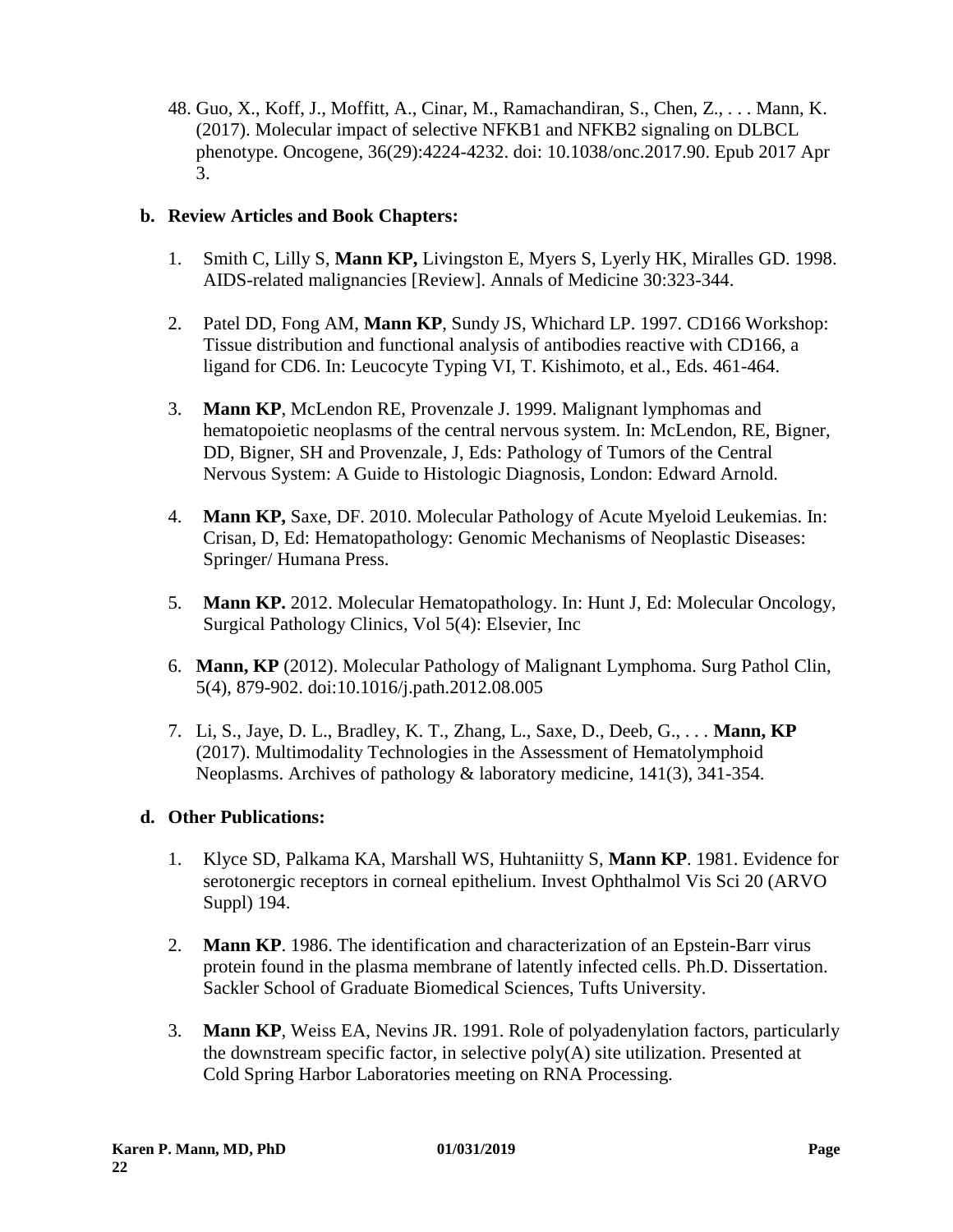48. Guo, X., Koff, J., Moffitt, A., Cinar, M., Ramachandiran, S., Chen, Z., . . . Mann, K. (2017). Molecular impact of selective NFKB1 and NFKB2 signaling on DLBCL phenotype. Oncogene, 36(29):4224-4232. doi: 10.1038/onc.2017.90. Epub 2017 Apr 3.

**b. Review Articles and Book Chapters:**

1. Smith C, Lilly S, **Mann KP,** Livingston E, Myers S, Lyerly HK, Miralles GD. 1998. AIDS-related malignancies [Review]. Annals of Medicine 30:323-344.

2. Patel DD, Fong AM, **Mann KP**, Sundy JS, Whichard LP. 1997. CD166 Workshop: Tissue distribution and functional analysis of antibodies reactive with CD166, a ligand for CD6. In: Leucocyte Typing VI, T. Kishimoto, et al., Eds. 461-464.

3. **Mann KP**, McLendon RE, Provenzale J. 1999. Malignant lymphomas and hematopoietic neoplasms of the central nervous system. In: McLendon, RE, Bigner, DD, Bigner, SH and Provenzale, J, Eds: Pathology of Tumors of the Central Nervous System: A Guide to Histologic Diagnosis, London: Edward Arnold.

4. **Mann KP,** Saxe, DF. 2010. Molecular Pathology of Acute Myeloid Leukemias. In: Crisan, D, Ed: Hematopathology: Genomic Mechanisms of Neoplastic Diseases: Springer/ Humana Press.

5. **Mann KP.** 2012. Molecular Hematopathology. In: Hunt J, Ed: Molecular Oncology, Surgical Pathology Clinics, Vol 5(4): Elsevier, Inc

6. **Mann, KP** (2012). Molecular Pathology of Malignant Lymphoma. Surg Pathol Clin, 5(4), 879-902. doi:10.1016/j.path.2012.08.005

7. Li, S., Jaye, D. L., Bradley, K. T., Zhang, L., Saxe, D., Deeb, G., . . . **Mann, KP** (2017). Multimodality Technologies in the Assessment of Hematolymphoid Neoplasms. Archives of pathology & laboratory medicine, 141(3), 341-354.

**d. Other Publications:**

1. Klyce SD, Palkama KA, Marshall WS, Huhtaniitty S, **Mann KP**. 1981. Evidence for serotonergic receptors in corneal epithelium. Invest Ophthalmol Vis Sci 20 (ARVO Suppl) 194.

2. **Mann KP**. 1986. The identification and characterization of an Epstein-Barr virus protein found in the plasma membrane of latently infected cells. Ph.D. Dissertation. Sackler School of Graduate Biomedical Sciences, Tufts University.

3. **Mann KP**, Weiss EA, Nevins JR. 1991. Role of polyadenylation factors, particularly the downstream specific factor, in selective poly(A) site utilization. Presented at Cold Spring Harbor Laboratories meeting on RNA Processing.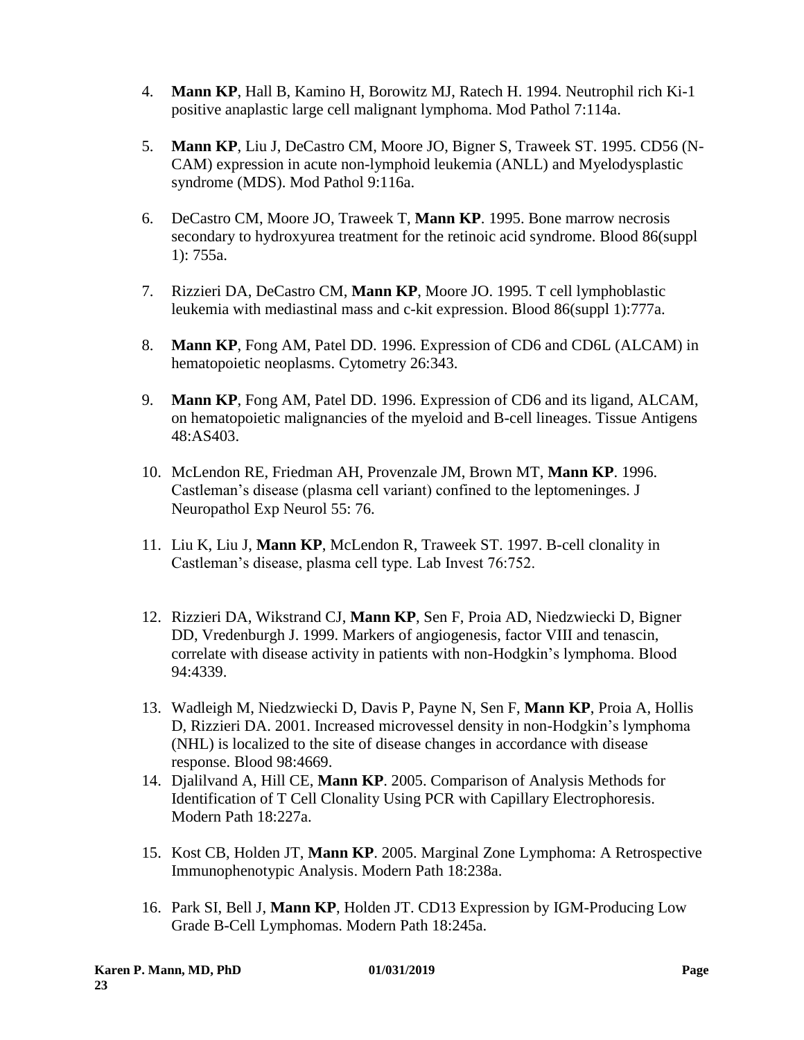4. **Mann KP**, Hall B, Kamino H, Borowitz MJ, Ratech H. 1994. Neutrophil rich Ki-1 positive anaplastic large cell malignant lymphoma. Mod Pathol 7:114a.

5. **Mann KP**, Liu J, DeCastro CM, Moore JO, Bigner S, Traweek ST. 1995. CD56 (N-CAM) expression in acute non-lymphoid leukemia (ANLL) and Myelodysplastic syndrome (MDS). Mod Pathol 9:116a.

6. DeCastro CM, Moore JO, Traweek T, **Mann KP**. 1995. Bone marrow necrosis secondary to hydroxyurea treatment for the retinoic acid syndrome. Blood 86(suppl 1): 755a.

7. Rizzieri DA, DeCastro CM, **Mann KP**, Moore JO. 1995. T cell lymphoblastic leukemia with mediastinal mass and c-kit expression. Blood 86(suppl 1):777a.

8. **Mann KP**, Fong AM, Patel DD. 1996. Expression of CD6 and CD6L (ALCAM) in hematopoietic neoplasms. Cytometry 26:343.

9. **Mann KP**, Fong AM, Patel DD. 1996. Expression of CD6 and its ligand, ALCAM, on hematopoietic malignancies of the myeloid and B-cell lineages. Tissue Antigens 48:AS403.

10. McLendon RE, Friedman AH, Provenzale JM, Brown MT, **Mann KP**. 1996. Castleman's disease (plasma cell variant) confined to the leptomeninges. J Neuropathol Exp Neurol 55: 76.

11. Liu K, Liu J, **Mann KP**, McLendon R, Traweek ST. 1997. B-cell clonality in Castleman's disease, plasma cell type. Lab Invest 76:752.

12. Rizzieri DA, Wikstrand CJ, **Mann KP**, Sen F, Proia AD, Niedzwiecki D, Bigner DD, Vredenburgh J. 1999. Markers of angiogenesis, factor VIII and tenascin, correlate with disease activity in patients with non-Hodgkin's lymphoma. Blood 94:4339.

13. Wadleigh M, Niedzwiecki D, Davis P, Payne N, Sen F, **Mann KP**, Proia A, Hollis D, Rizzieri DA. 2001. Increased microvessel density in non-Hodgkin's lymphoma (NHL) is localized to the site of disease changes in accordance with disease response. Blood 98:4669.

14. Djalilvand A, Hill CE, **Mann KP**. 2005. Comparison of Analysis Methods for Identification of T Cell Clonality Using PCR with Capillary Electrophoresis. Modern Path 18:227a.

15. Kost CB, Holden JT, **Mann KP**. 2005. Marginal Zone Lymphoma: A Retrospective Immunophenotypic Analysis. Modern Path 18:238a.

16. Park SI, Bell J, **Mann KP**, Holden JT. CD13 Expression by IGM-Producing Low Grade B-Cell Lymphomas. Modern Path 18:245a.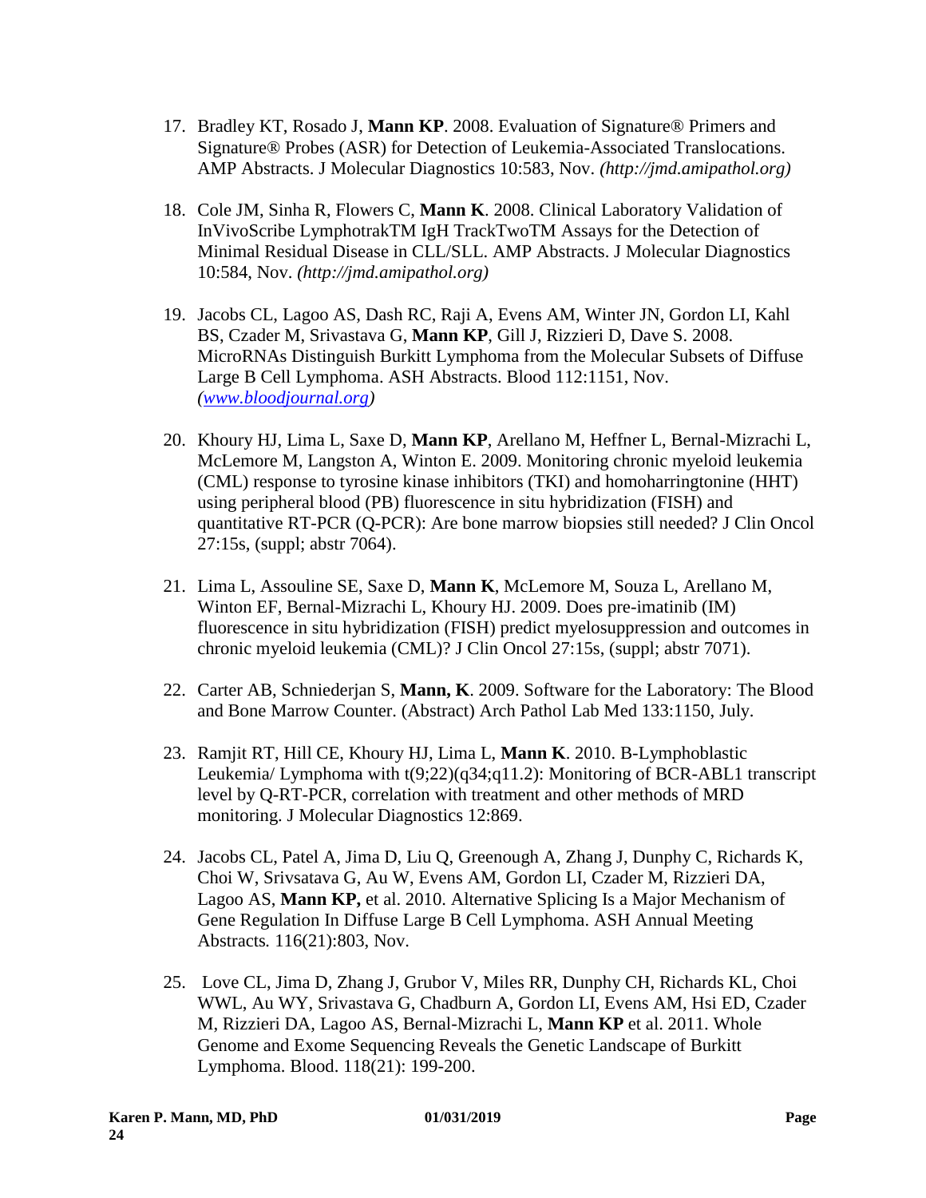17. Bradley KT, Rosado J, **Mann KP**. 2008. Evaluation of Signature® Primers and Signature® Probes (ASR) for Detection of Leukemia-Associated Translocations. AMP Abstracts. J Molecular Diagnostics 10:583, Nov. *(http://jmd.amipathol.org)*

18. Cole JM, Sinha R, Flowers C, **Mann K**. 2008. Clinical Laboratory Validation of InVivoScribe LymphotrakTM IgH TrackTwoTM Assays for the Detection of Minimal Residual Disease in CLL/SLL. AMP Abstracts. J Molecular Diagnostics 10:584, Nov. *(http://jmd.amipathol.org)*

19. Jacobs CL, Lagoo AS, Dash RC, Raji A, Evens AM, Winter JN, Gordon LI, Kahl BS, Czader M, Srivastava G, **Mann KP**, Gill J, Rizzieri D, Dave S. 2008. MicroRNAs Distinguish Burkitt Lymphoma from the Molecular Subsets of Diffuse Large B Cell Lymphoma. ASH Abstracts. Blood 112:1151, Nov. *([www.bloodjournal.org](www.bloodjournal.org))*

20. Khoury HJ, Lima L, Saxe D, **Mann KP**, Arellano M, Heffner L, Bernal-Mizrachi L, McLemore M, Langston A, Winton E. 2009. Monitoring chronic myeloid leukemia (CML) response to tyrosine kinase inhibitors (TKI) and homoharringtonine (HHT) using peripheral blood (PB) fluorescence in situ hybridization (FISH) and quantitative RT-PCR (Q-PCR): Are bone marrow biopsies still needed? J Clin Oncol 27:15s, (suppl; abstr 7064).

21. Lima L, Assouline SE, Saxe D, **Mann K**, McLemore M, Souza L, Arellano M, Winton EF, Bernal-Mizrachi L, Khoury HJ. 2009. Does pre-imatinib (IM) fluorescence in situ hybridization (FISH) predict myelosuppression and outcomes in chronic myeloid leukemia (CML)? J Clin Oncol 27:15s, (suppl; abstr 7071).

22. Carter AB, Schniederjan S, **Mann, K**. 2009. Software for the Laboratory: The Blood and Bone Marrow Counter. (Abstract) Arch Pathol Lab Med 133:1150, July.

23. Ramjit RT, Hill CE, Khoury HJ, Lima L, **Mann K**. 2010. B-Lymphoblastic Leukemia/ Lymphoma with t(9;22)(q34;q11.2): Monitoring of BCR-ABL1 transcript level by Q-RT-PCR, correlation with treatment and other methods of MRD monitoring. J Molecular Diagnostics 12:869.

24. Jacobs CL, Patel A, Jima D, Liu Q, Greenough A, Zhang J, Dunphy C, Richards K, Choi W, Srivsatava G, Au W, Evens AM, Gordon LI, Czader M, Rizzieri DA, Lagoo AS, **Mann KP,** et al. 2010. Alternative Splicing Is a Major Mechanism of Gene Regulation In Diffuse Large B Cell Lymphoma. ASH Annual Meeting Abstracts*.* 116(21):803, Nov.

25. Love CL, Jima D, Zhang J, Grubor V, Miles RR, Dunphy CH, Richards KL, Choi WWL, Au WY, Srivastava G, Chadburn A, Gordon LI, Evens AM, Hsi ED, Czader M, Rizzieri DA, Lagoo AS, Bernal-Mizrachi L, **Mann KP** et al. 2011. Whole Genome and Exome Sequencing Reveals the Genetic Landscape of Burkitt Lymphoma. Blood. 118(21): 199-200.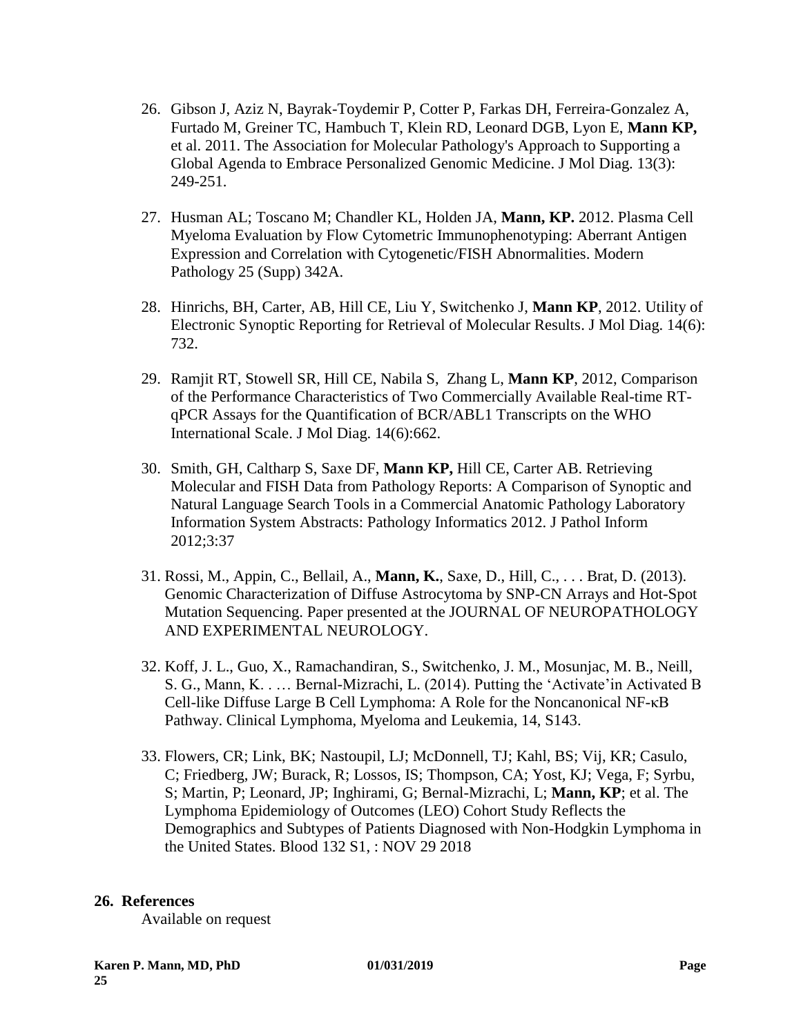26. Gibson J, Aziz N, Bayrak-Toydemir P, Cotter P, Farkas DH, Ferreira-Gonzalez A, Furtado M, Greiner TC, Hambuch T, Klein RD, Leonard DGB, Lyon E, **Mann KP,** et al. 2011. The Association for Molecular Pathology's Approach to Supporting a Global Agenda to Embrace Personalized Genomic Medicine. J Mol Diag. 13(3): 249-251.

27. Husman AL; Toscano M; Chandler KL, Holden JA, **Mann, KP.** 2012. Plasma Cell Myeloma Evaluation by Flow Cytometric Immunophenotyping: Aberrant Antigen Expression and Correlation with Cytogenetic/FISH Abnormalities. Modern Pathology 25 (Supp) 342A.

28. Hinrichs, BH, Carter, AB, Hill CE, Liu Y, Switchenko J, **Mann KP**, 2012. Utility of Electronic Synoptic Reporting for Retrieval of Molecular Results. J Mol Diag. 14(6): 732.

29. Ramjit RT, Stowell SR, Hill CE, Nabila S, Zhang L, **Mann KP**, 2012, Comparison of the Performance Characteristics of Two Commercially Available Real-time RT-qPCR Assays for the Quantification of BCR/ABL1 Transcripts on the WHO International Scale. J Mol Diag. 14(6):662.

30. Smith, GH, Caltharp S, Saxe DF, **Mann KP,** Hill CE, Carter AB. Retrieving Molecular and FISH Data from Pathology Reports: A Comparison of Synoptic and Natural Language Search Tools in a Commercial Anatomic Pathology Laboratory Information System Abstracts: Pathology Informatics 2012. J Pathol Inform 2012;3:37

31. Rossi, M., Appin, C., Bellail, A., **Mann, K.**, Saxe, D., Hill, C., . . . Brat, D. (2013). Genomic Characterization of Diffuse Astrocytoma by SNP-CN Arrays and Hot-Spot Mutation Sequencing. Paper presented at the JOURNAL OF NEUROPATHOLOGY AND EXPERIMENTAL NEUROLOGY.

32. Koff, J. L., Guo, X., Ramachandiran, S., Switchenko, J. M., Mosunjac, M. B., Neill, S. G., Mann, K. . … Bernal-Mizrachi, L. (2014). Putting the 'Activate'in Activated B Cell-like Diffuse Large B Cell Lymphoma: A Role for the Noncanonical NF-κB Pathway. Clinical Lymphoma, Myeloma and Leukemia, 14, S143.

33. Flowers, CR; Link, BK; Nastoupil, LJ; McDonnell, TJ; Kahl, BS; Vij, KR; Casulo, C; Friedberg, JW; Burack, R; Lossos, IS; Thompson, CA; Yost, KJ; Vega, F; Syrbu, S; Martin, P; Leonard, JP; Inghirami, G; Bernal-Mizrachi, L; **Mann, KP**; et al. The Lymphoma Epidemiology of Outcomes (LEO) Cohort Study Reflects the Demographics and Subtypes of Patients Diagnosed with Non-Hodgkin Lymphoma in the United States. Blood 132 S1, : NOV 29 2018

**26. References**

Available on request